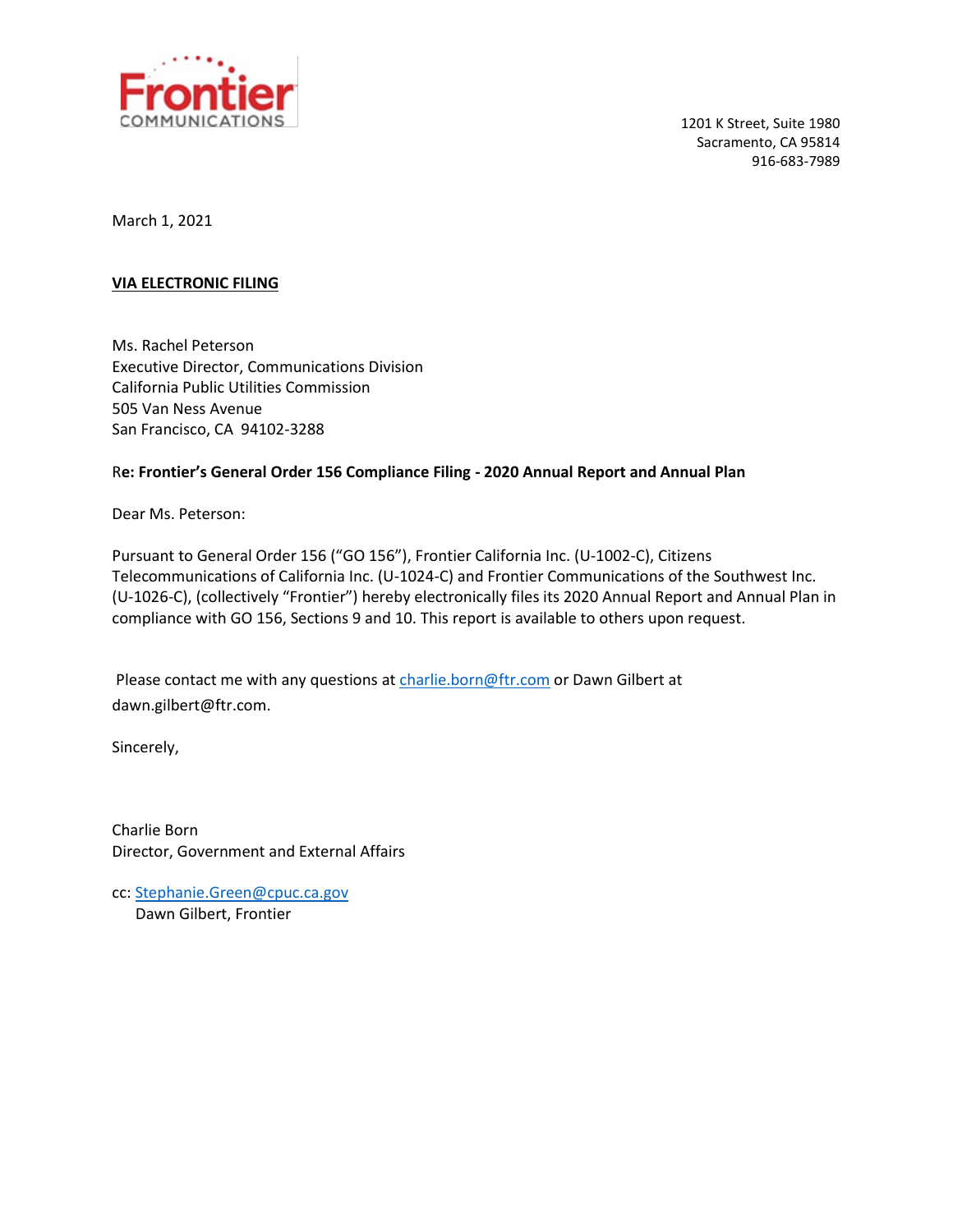Frontier
COMMUNICATIONS

1201 K Street, Suite 1980
Sacramento, CA 95814
916-683-7989

March 1, 2021

**VIA ELECTRONIC FILING**

Ms. Rachel Peterson
Executive Director, Communications Division
California Public Utilities Commission
505 Van Ness Avenue
San Francisco, CA 94102-3288

Re**: Frontier's General Order 156 Compliance Filing - 2020 Annual Report and Annual Plan**

Dear Ms. Peterson:

Pursuant to General Order 156 ("GO 156"), Frontier California Inc. (U-1002-C), Citizens Telecommunications of California Inc. (U-1024-C) and Frontier Communications of the Southwest Inc. (U-1026-C), (collectively "Frontier") hereby electronically files its 2020 Annual Report and Annual Plan in compliance with GO 156, Sections 9 and 10. This report is available to others upon request.

Please contact me with any questions at charlie.born@ftr.com or Dawn Gilbert at dawn.gilbert@ftr.com.

Sincerely,

Charlie Born
Director, Government and External Affairs

cc: Stephanie.Green@cpuc.ca.gov
Dawn Gilbert, Frontier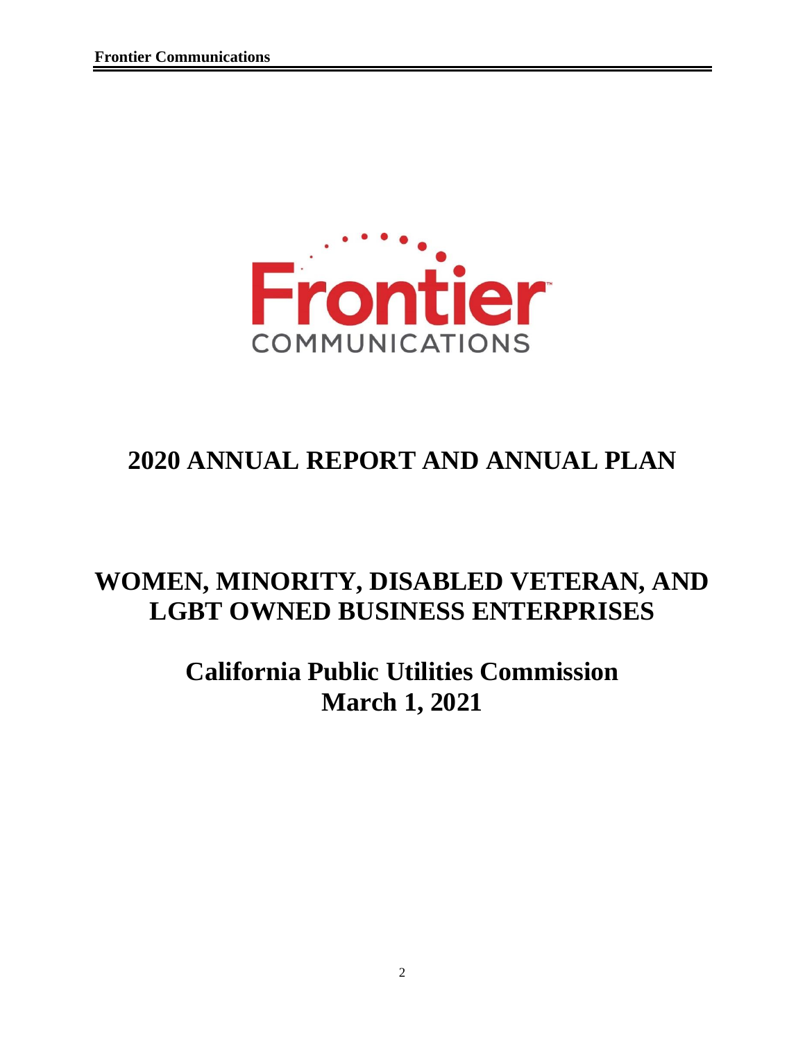# 2020 ANNUAL REPORT AND ANNUAL PLAN

# WOMEN, MINORITY, DISABLED VETERAN, AND LGBT OWNED BUSINESS ENTERPRISES

## California Public Utilities Commission
## March 1, 2021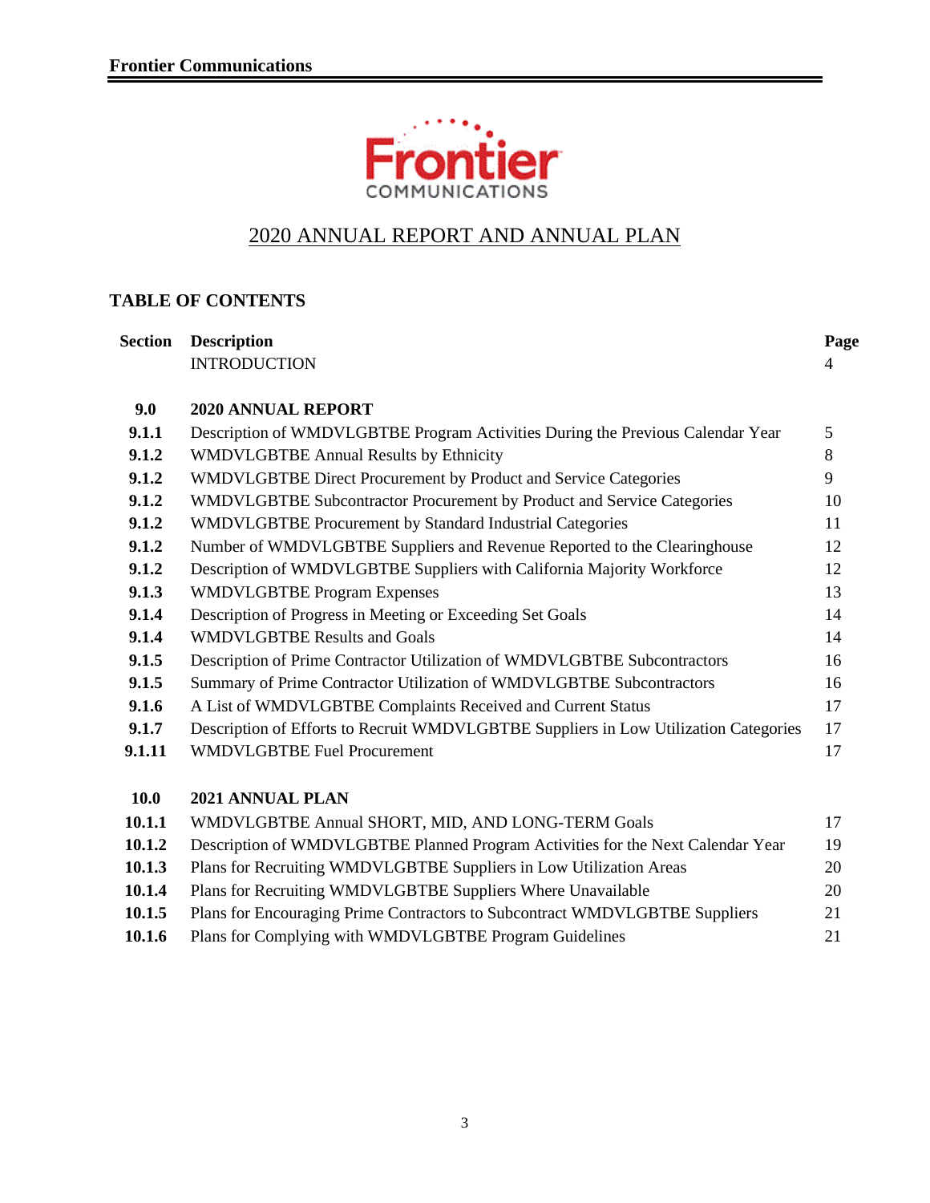# 2020 ANNUAL REPORT AND ANNUAL PLAN

## TABLE OF CONTENTS

| Section | Description | Page |
|---|---|---|
| | INTRODUCTION | 4 |
| **9.0** | **2020 ANNUAL REPORT** | |
| **9.1.1** | Description of WMDVLGBTBE Program Activities During the Previous Calendar Year | 5 |
| **9.1.2** | WMDVLGBTBE Annual Results by Ethnicity | 8 |
| **9.1.2** | WMDVLGBTBE Direct Procurement by Product and Service Categories | 9 |
| **9.1.2** | WMDVLGBTBE Subcontractor Procurement by Product and Service Categories | 10 |
| **9.1.2** | WMDVLGBTBE Procurement by Standard Industrial Categories | 11 |
| **9.1.2** | Number of WMDVLGBTBE Suppliers and Revenue Reported to the Clearinghouse | 12 |
| **9.1.2** | Description of WMDVLGBTBE Suppliers with California Majority Workforce | 12 |
| **9.1.3** | WMDVLGBTBE Program Expenses | 13 |
| **9.1.4** | Description of Progress in Meeting or Exceeding Set Goals | 14 |
| **9.1.4** | WMDVLGBTBE Results and Goals | 14 |
| **9.1.5** | Description of Prime Contractor Utilization of WMDVLGBTBE Subcontractors | 16 |
| **9.1.5** | Summary of Prime Contractor Utilization of WMDVLGBTBE Subcontractors | 16 |
| **9.1.6** | A List of WMDVLGBTBE Complaints Received and Current Status | 17 |
| **9.1.7** | Description of Efforts to Recruit WMDVLGBTBE Suppliers in Low Utilization Categories | 17 |
| **9.1.11** | WMDVLGBTBE Fuel Procurement | 17 |
| **10.0** | **2021 ANNUAL PLAN** | |
| **10.1.1** | WMDVLGBTBE Annual SHORT, MID, AND LONG-TERM Goals | 17 |
| **10.1.2** | Description of WMDVLGBTBE Planned Program Activities for the Next Calendar Year | 19 |
| **10.1.3** | Plans for Recruiting WMDVLGBTBE Suppliers in Low Utilization Areas | 20 |
| **10.1.4** | Plans for Recruiting WMDVLGBTBE Suppliers Where Unavailable | 20 |
| **10.1.5** | Plans for Encouraging Prime Contractors to Subcontract WMDVLGBTBE Suppliers | 21 |
| **10.1.6** | Plans for Complying with WMDVLGBTBE Program Guidelines | 21 |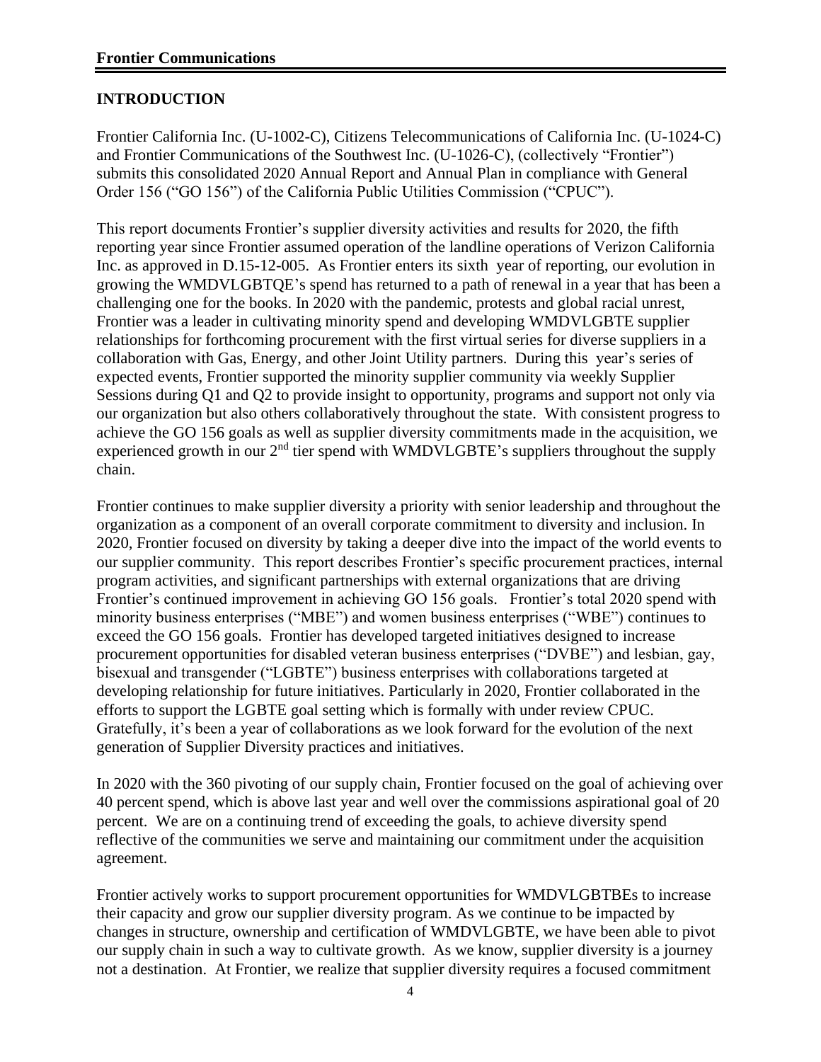## INTRODUCTION

Frontier California Inc. (U-1002-C), Citizens Telecommunications of California Inc. (U-1024-C) and Frontier Communications of the Southwest Inc. (U-1026-C), (collectively "Frontier") submits this consolidated 2020 Annual Report and Annual Plan in compliance with General Order 156 ("GO 156") of the California Public Utilities Commission ("CPUC").

This report documents Frontier's supplier diversity activities and results for 2020, the fifth reporting year since Frontier assumed operation of the landline operations of Verizon California Inc. as approved in D.15-12-005. As Frontier enters its sixth year of reporting, our evolution in growing the WMDVLGBTQE's spend has returned to a path of renewal in a year that has been a challenging one for the books. In 2020 with the pandemic, protests and global racial unrest, Frontier was a leader in cultivating minority spend and developing WMDVLGBTE supplier relationships for forthcoming procurement with the first virtual series for diverse suppliers in a collaboration with Gas, Energy, and other Joint Utility partners. During this year's series of expected events, Frontier supported the minority supplier community via weekly Supplier Sessions during Q1 and Q2 to provide insight to opportunity, programs and support not only via our organization but also others collaboratively throughout the state. With consistent progress to achieve the GO 156 goals as well as supplier diversity commitments made in the acquisition, we experienced growth in our 2nd tier spend with WMDVLGBTE's suppliers throughout the supply chain.

Frontier continues to make supplier diversity a priority with senior leadership and throughout the organization as a component of an overall corporate commitment to diversity and inclusion. In 2020, Frontier focused on diversity by taking a deeper dive into the impact of the world events to our supplier community. This report describes Frontier's specific procurement practices, internal program activities, and significant partnerships with external organizations that are driving Frontier's continued improvement in achieving GO 156 goals. Frontier's total 2020 spend with minority business enterprises ("MBE") and women business enterprises ("WBE") continues to exceed the GO 156 goals. Frontier has developed targeted initiatives designed to increase procurement opportunities for disabled veteran business enterprises ("DVBE") and lesbian, gay, bisexual and transgender ("LGBTE") business enterprises with collaborations targeted at developing relationship for future initiatives. Particularly in 2020, Frontier collaborated in the efforts to support the LGBTE goal setting which is formally with under review CPUC. Gratefully, it's been a year of collaborations as we look forward for the evolution of the next generation of Supplier Diversity practices and initiatives.

In 2020 with the 360 pivoting of our supply chain, Frontier focused on the goal of achieving over 40 percent spend, which is above last year and well over the commissions aspirational goal of 20 percent. We are on a continuing trend of exceeding the goals, to achieve diversity spend reflective of the communities we serve and maintaining our commitment under the acquisition agreement.

Frontier actively works to support procurement opportunities for WMDVLGBTBEs to increase their capacity and grow our supplier diversity program. As we continue to be impacted by changes in structure, ownership and certification of WMDVLGBTE, we have been able to pivot our supply chain in such a way to cultivate growth. As we know, supplier diversity is a journey not a destination. At Frontier, we realize that supplier diversity requires a focused commitment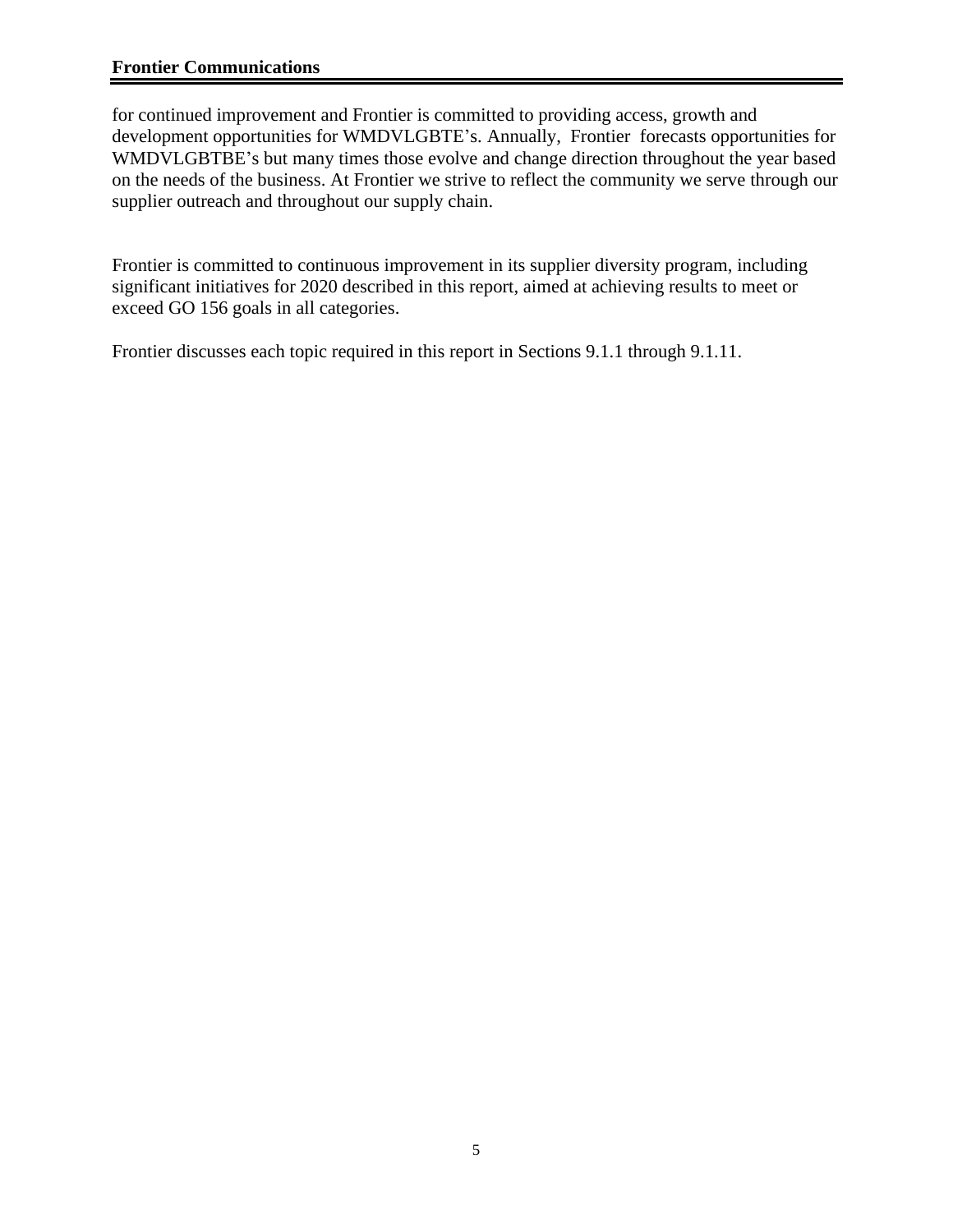for continued improvement and Frontier is committed to providing access, growth and development opportunities for WMDVLGBTE's. Annually, Frontier forecasts opportunities for WMDVLGBTBE's but many times those evolve and change direction throughout the year based on the needs of the business. At Frontier we strive to reflect the community we serve through our supplier outreach and throughout our supply chain.

Frontier is committed to continuous improvement in its supplier diversity program, including significant initiatives for 2020 described in this report, aimed at achieving results to meet or exceed GO 156 goals in all categories.

Frontier discusses each topic required in this report in Sections 9.1.1 through 9.1.11.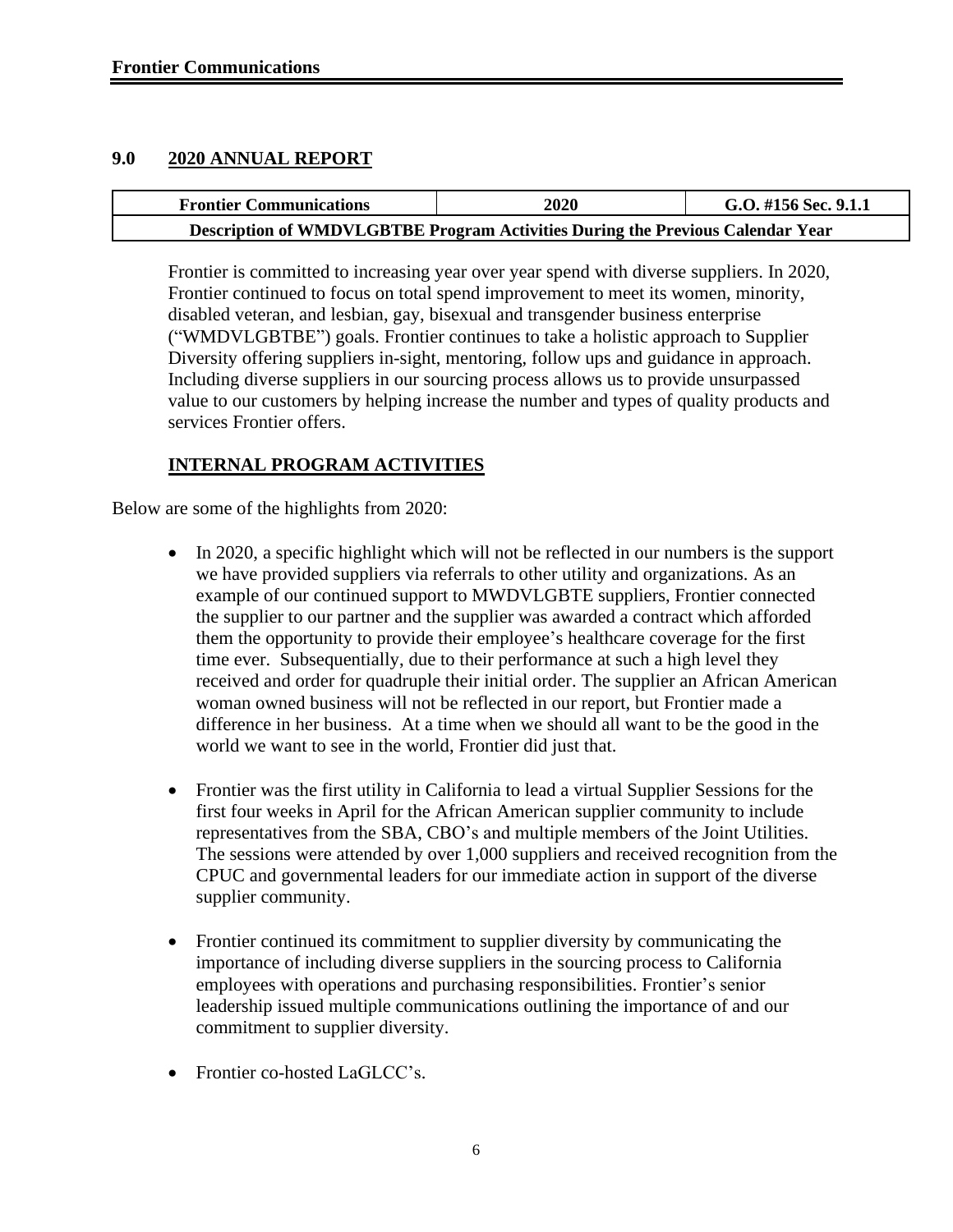## 9.0 2020 ANNUAL REPORT

| Frontier Communications | 2020 | G.O. #156 Sec. 9.1.1 |
|---|---|---|
| Description of WMDVLGBTBE Program Activities During the Previous Calendar Year | | |

Frontier is committed to increasing year over year spend with diverse suppliers. In 2020, Frontier continued to focus on total spend improvement to meet its women, minority, disabled veteran, and lesbian, gay, bisexual and transgender business enterprise ("WMDVLGBTBE") goals. Frontier continues to take a holistic approach to Supplier Diversity offering suppliers in-sight, mentoring, follow ups and guidance in approach. Including diverse suppliers in our sourcing process allows us to provide unsurpassed value to our customers by helping increase the number and types of quality products and services Frontier offers.

### INTERNAL PROGRAM ACTIVITIES

Below are some of the highlights from 2020:

- In 2020, a specific highlight which will not be reflected in our numbers is the support we have provided suppliers via referrals to other utility and organizations. As an example of our continued support to MWDVLGBTE suppliers, Frontier connected the supplier to our partner and the supplier was awarded a contract which afforded them the opportunity to provide their employee's healthcare coverage for the first time ever. Subsequentially, due to their performance at such a high level they received and order for quadruple their initial order. The supplier an African American woman owned business will not be reflected in our report, but Frontier made a difference in her business. At a time when we should all want to be the good in the world we want to see in the world, Frontier did just that.

- Frontier was the first utility in California to lead a virtual Supplier Sessions for the first four weeks in April for the African American supplier community to include representatives from the SBA, CBO's and multiple members of the Joint Utilities. The sessions were attended by over 1,000 suppliers and received recognition from the CPUC and governmental leaders for our immediate action in support of the diverse supplier community.

- Frontier continued its commitment to supplier diversity by communicating the importance of including diverse suppliers in the sourcing process to California employees with operations and purchasing responsibilities. Frontier's senior leadership issued multiple communications outlining the importance of and our commitment to supplier diversity.

- Frontier co-hosted LaGLCC's.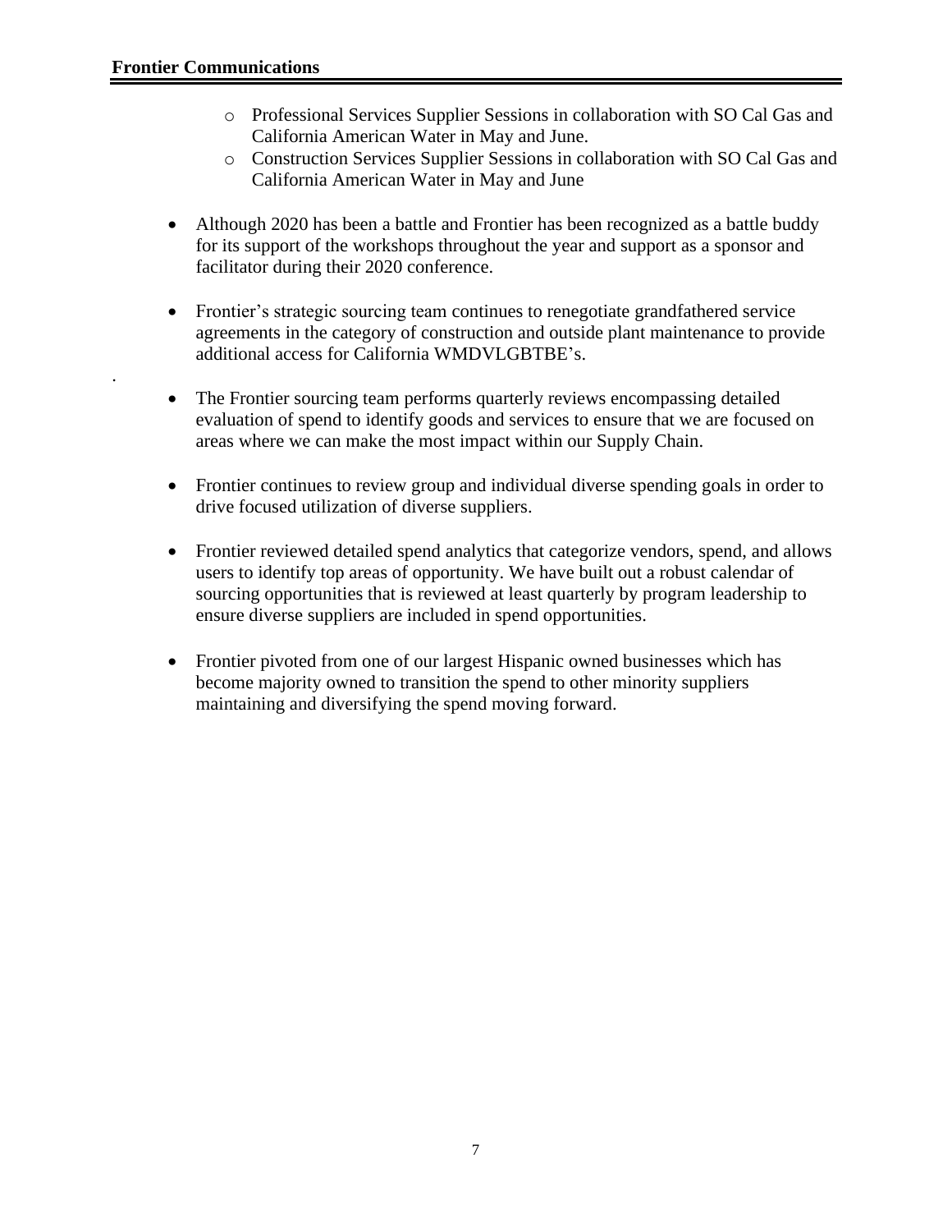- Professional Services Supplier Sessions in collaboration with SO Cal Gas and California American Water in May and June.
  - Construction Services Supplier Sessions in collaboration with SO Cal Gas and California American Water in May and June

- Although 2020 has been a battle and Frontier has been recognized as a battle buddy for its support of the workshops throughout the year and support as a sponsor and facilitator during their 2020 conference.

- Frontier's strategic sourcing team continues to renegotiate grandfathered service agreements in the category of construction and outside plant maintenance to provide additional access for California WMDVLGBTBE's.

- The Frontier sourcing team performs quarterly reviews encompassing detailed evaluation of spend to identify goods and services to ensure that we are focused on areas where we can make the most impact within our Supply Chain.

- Frontier continues to review group and individual diverse spending goals in order to drive focused utilization of diverse suppliers.

- Frontier reviewed detailed spend analytics that categorize vendors, spend, and allows users to identify top areas of opportunity. We have built out a robust calendar of sourcing opportunities that is reviewed at least quarterly by program leadership to ensure diverse suppliers are included in spend opportunities.

- Frontier pivoted from one of our largest Hispanic owned businesses which has become majority owned to transition the spend to other minority suppliers maintaining and diversifying the spend moving forward.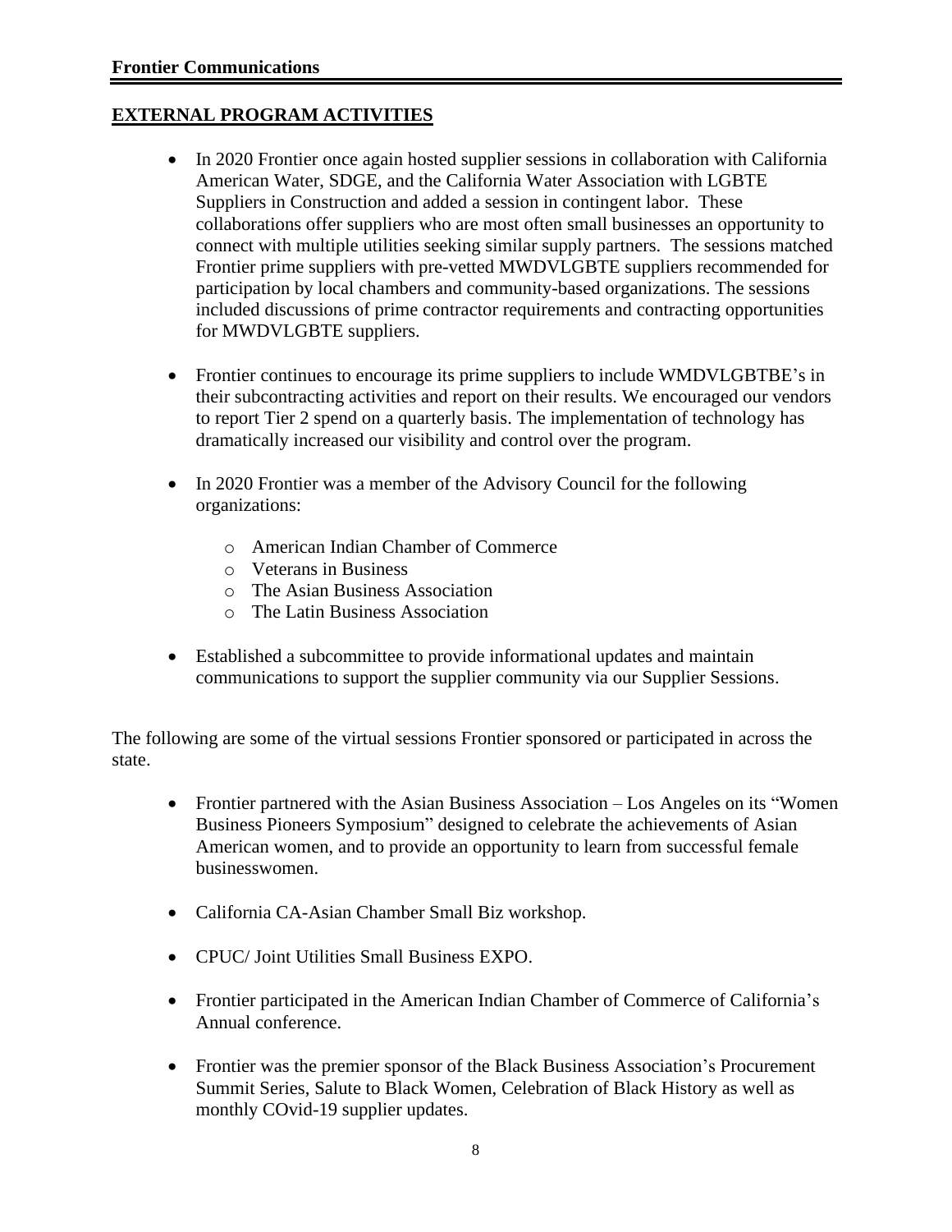## EXTERNAL PROGRAM ACTIVITIES

- In 2020 Frontier once again hosted supplier sessions in collaboration with California American Water, SDGE, and the California Water Association with LGBTE Suppliers in Construction and added a session in contingent labor. These collaborations offer suppliers who are most often small businesses an opportunity to connect with multiple utilities seeking similar supply partners. The sessions matched Frontier prime suppliers with pre-vetted MWDVLGBTE suppliers recommended for participation by local chambers and community-based organizations. The sessions included discussions of prime contractor requirements and contracting opportunities for MWDVLGBTE suppliers.

- Frontier continues to encourage its prime suppliers to include WMDVLGBTBE's in their subcontracting activities and report on their results. We encouraged our vendors to report Tier 2 spend on a quarterly basis. The implementation of technology has dramatically increased our visibility and control over the program.

- In 2020 Frontier was a member of the Advisory Council for the following organizations:
    - American Indian Chamber of Commerce
    - Veterans in Business
    - The Asian Business Association
    - The Latin Business Association

- Established a subcommittee to provide informational updates and maintain communications to support the supplier community via our Supplier Sessions.

The following are some of the virtual sessions Frontier sponsored or participated in across the state.

- Frontier partnered with the Asian Business Association – Los Angeles on its "Women Business Pioneers Symposium" designed to celebrate the achievements of Asian American women, and to provide an opportunity to learn from successful female businesswomen.

- California CA-Asian Chamber Small Biz workshop.

- CPUC/ Joint Utilities Small Business EXPO.

- Frontier participated in the American Indian Chamber of Commerce of California's Annual conference.

- Frontier was the premier sponsor of the Black Business Association's Procurement Summit Series, Salute to Black Women, Celebration of Black History as well as monthly COvid-19 supplier updates.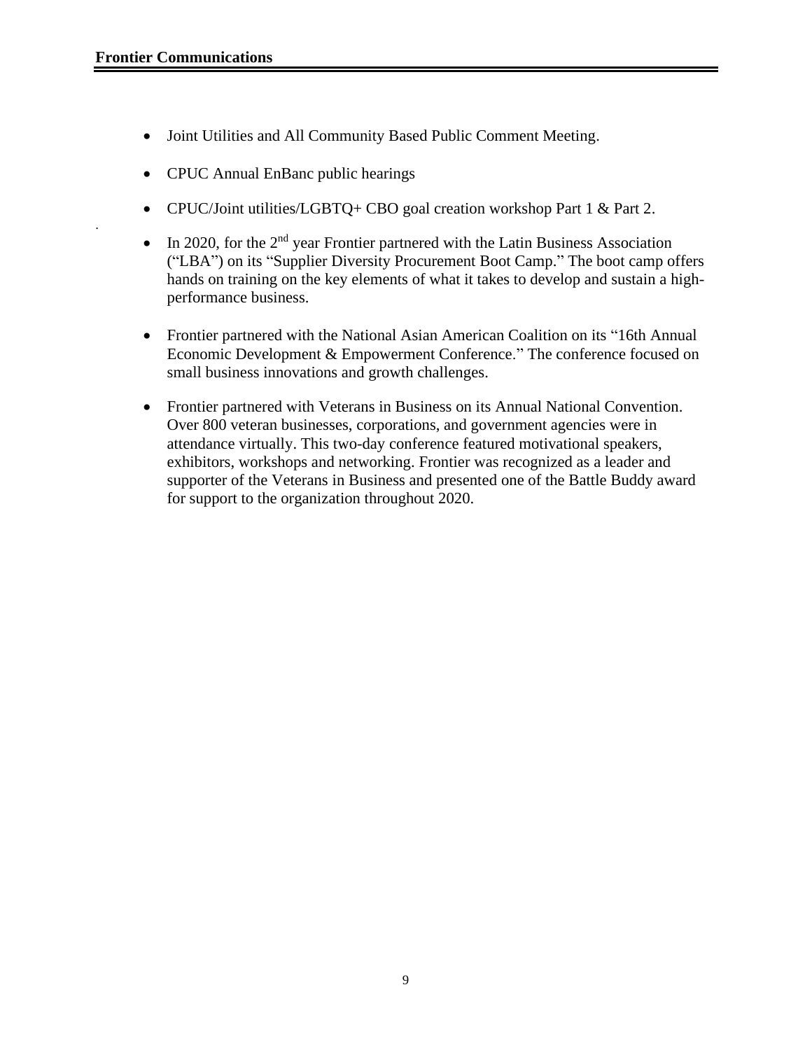- Joint Utilities and All Community Based Public Comment Meeting.
- CPUC Annual EnBanc public hearings
- CPUC/Joint utilities/LGBTQ+ CBO goal creation workshop Part 1 & Part 2.
- In 2020, for the 2nd year Frontier partnered with the Latin Business Association ("LBA") on its "Supplier Diversity Procurement Boot Camp." The boot camp offers hands on training on the key elements of what it takes to develop and sustain a high-performance business.
- Frontier partnered with the National Asian American Coalition on its "16th Annual Economic Development & Empowerment Conference." The conference focused on small business innovations and growth challenges.
- Frontier partnered with Veterans in Business on its Annual National Convention. Over 800 veteran businesses, corporations, and government agencies were in attendance virtually. This two-day conference featured motivational speakers, exhibitors, workshops and networking. Frontier was recognized as a leader and supporter of the Veterans in Business and presented one of the Battle Buddy award for support to the organization throughout 2020.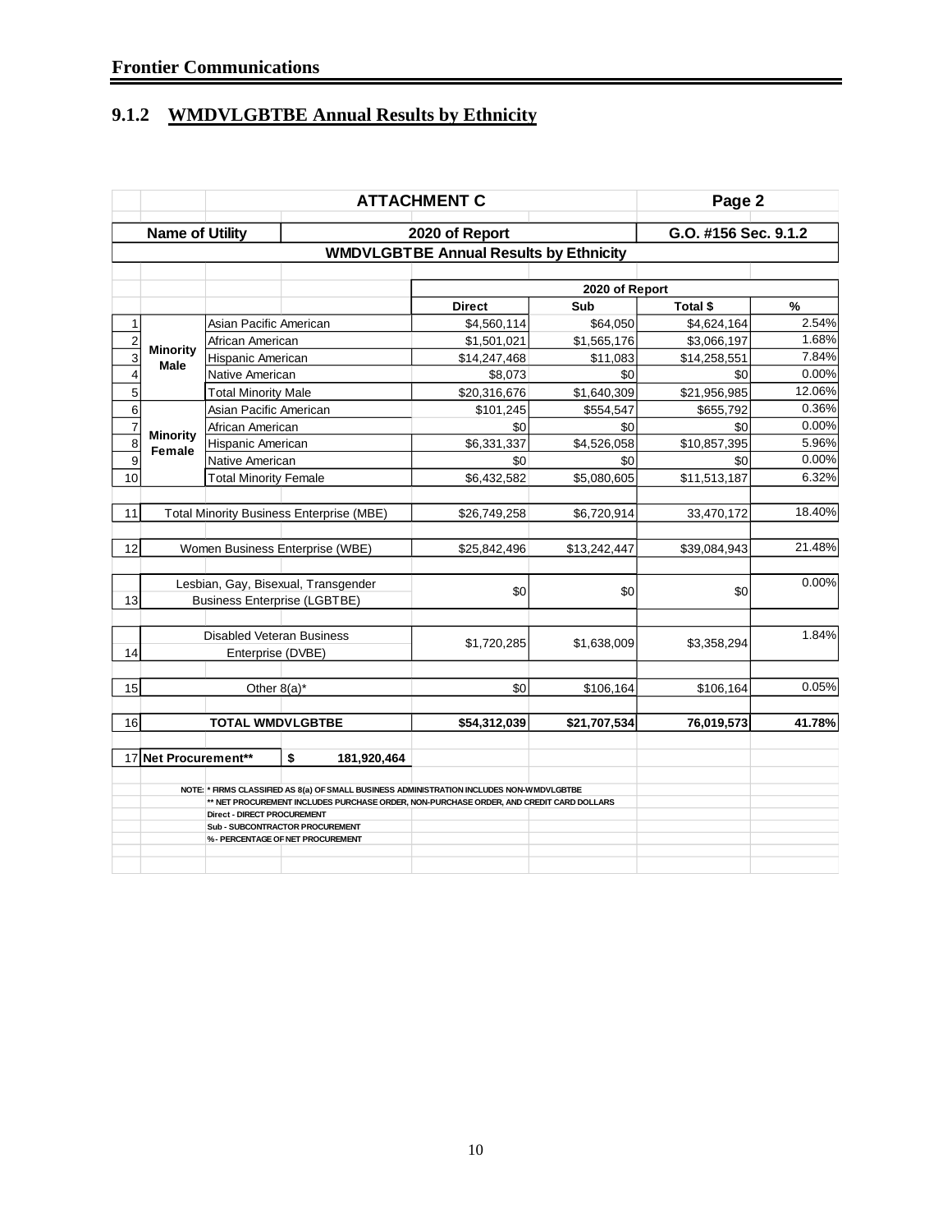**Frontier Communications**

## 9.1.2 WMDVLGBTBE Annual Results by Ethnicity

| | | | ATTACHMENT C | | | Page 2 |
|---|---|---|---|---|---|---|
| | Name of Utility | | 2020 of Report | | G.O. #156 Sec. 9.1.2 | |
| | | | WMDVLGBTBE Annual Results by Ethnicity | | | |
| | | | 2020 of Report | | | |
| | | | Direct | Sub | Total $ | % |
| 1 | Minority Male | Asian Pacific American | $4,560,114 | $64,050 | $4,624,164 | 2.54% |
| 2 | | African American | $1,501,021 | $1,565,176 | $3,066,197 | 1.68% |
| 3 | | Hispanic American | $14,247,468 | $11,083 | $14,258,551 | 7.84% |
| 4 | | Native American | $8,073 | $0 | $0 | 0.00% |
| 5 | | Total Minority Male | $20,316,676 | $1,640,309 | $21,956,985 | 12.06% |
| 6 | Minority Female | Asian Pacific American | $101,245 | $554,547 | $655,792 | 0.36% |
| 7 | | African American | $0 | $0 | $0 | 0.00% |
| 8 | | Hispanic American | $6,331,337 | $4,526,058 | $10,857,395 | 5.96% |
| 9 | | Native American | $0 | $0 | $0 | 0.00% |
| 10 | | Total Minority Female | $6,432,582 | $5,080,605 | $11,513,187 | 6.32% |
| 11 | Total Minority Business Enterprise (MBE) | | $26,749,258 | $6,720,914 | 33,470,172 | 18.40% |
| 12 | Women Business Enterprise (WBE) | | $25,842,496 | $13,242,447 | $39,084,943 | 21.48% |
| 13 | Lesbian, Gay, Bisexual, Transgender Business Enterprise (LGBTBE) | | $0 | $0 | $0 | 0.00% |
| 14 | Disabled Veteran Business Enterprise (DVBE) | | $1,720,285 | $1,638,009 | $3,358,294 | 1.84% |
| 15 | Other 8(a)* | | $0 | $106,164 | $106,164 | 0.05% |
| 16 | **TOTAL WMDVLGBTBE** | | **$54,312,039** | **$21,707,534** | **76,019,573** | **41.78%** |
| 17 | **Net Procurement**** | **$ 181,920,464** | | | | |

NOTE: * FIRMS CLASSIFIED AS 8(a) OF SMALL BUSINESS ADMINISTRATION INCLUDES NON-WMDVLGBTBE
** NET PROCUREMENT INCLUDES PURCHASE ORDER, NON-PURCHASE ORDER, AND CREDIT CARD DOLLARS
Direct - DIRECT PROCUREMENT
Sub - SUBCONTRACTOR PROCUREMENT
% - PERCENTAGE OF NET PROCUREMENT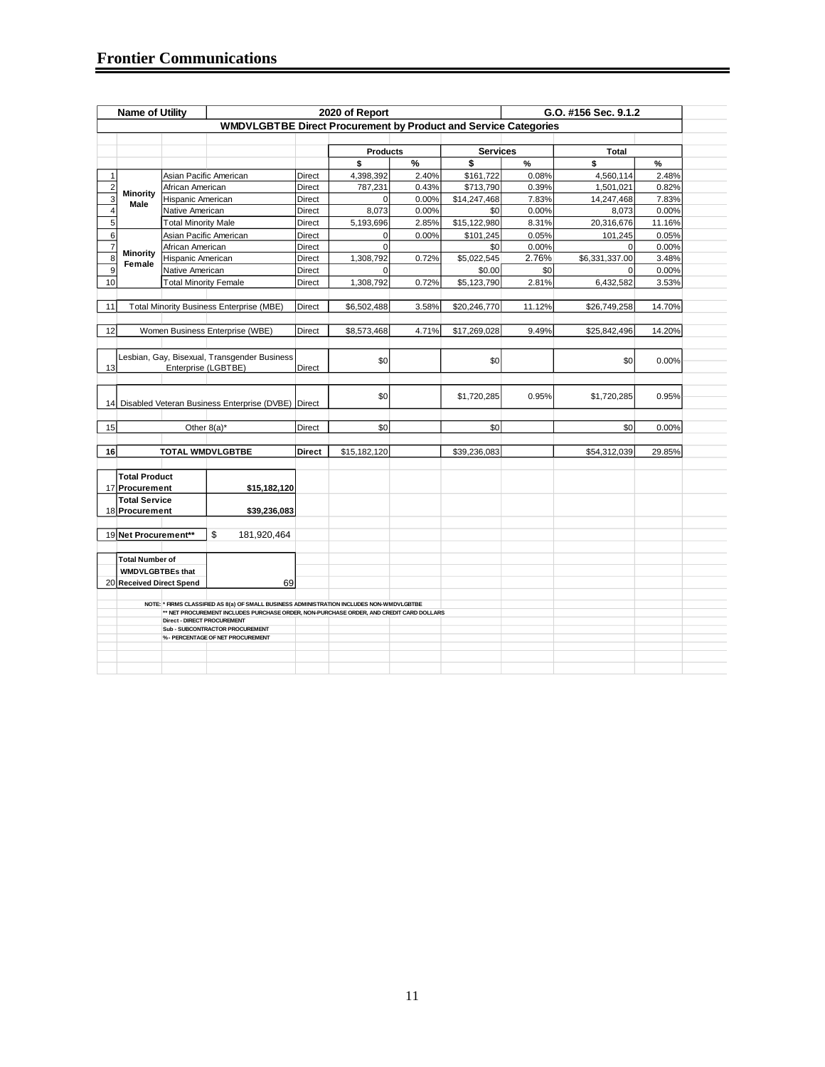## Frontier Communications

| Name of Utility | | | | 2020 of Report | | | | G.O. #156 Sec. 9.1.2 | |
|---|---|---|---|---|---|---|---|---|---|
| **WMDVLGBTBE Direct Procurement by Product and Service Categories** | | | | | | | | | |
| | | | | **Products** | | **Services** | | **Total** | |
| | | | | **$** | **%** | **$** | **%** | **$** | **%** |
| 1 | Minority Male | Asian Pacific American | Direct | 4,398,392 | 2.40% | $161,722 | 0.08% | 4,560,114 | 2.48% |
| 2 | | African American | Direct | 787,231 | 0.43% | $713,790 | 0.39% | 1,501,021 | 0.82% |
| 3 | | Hispanic American | Direct | 0 | 0.00% | $14,247,468 | 7.83% | 14,247,468 | 7.83% |
| 4 | | Native American | Direct | 8,073 | 0.00% | $0 | 0.00% | 8,073 | 0.00% |
| 5 | | Total Minority Male | Direct | 5,193,696 | 2.85% | $15,122,980 | 8.31% | 20,316,676 | 11.16% |
| 6 | Minority Female | Asian Pacific American | Direct | 0 | 0.00% | $101,245 | 0.05% | 101,245 | 0.05% |
| 7 | | African American | Direct | 0 | | $0 | 0.00% | 0 | 0.00% |
| 8 | | Hispanic American | Direct | 1,308,792 | 0.72% | $5,022,545 | 2.76% | $6,331,337.00 | 3.48% |
| 9 | | Native American | Direct | 0 | | $0.00 | $0 | 0 | 0.00% |
| 10 | | Total Minority Female | Direct | 1,308,792 | 0.72% | $5,123,790 | 2.81% | 6,432,582 | 3.53% |
| 11 | Total Minority Business Enterprise (MBE) | | Direct | $6,502,488 | 3.58% | $20,246,770 | 11.12% | $26,749,258 | 14.70% |
| 12 | Women Business Enterprise (WBE) | | Direct | $8,573,468 | 4.71% | $17,269,028 | 9.49% | $25,842,496 | 14.20% |
| 13 | Lesbian, Gay, Bisexual, Transgender Business Enterprise (LGBTBE) | | Direct | $0 | | $0 | | $0 | 0.00% |
| 14 | Disabled Veteran Business Enterprise (DVBE) | | Direct | $0 | | $1,720,285 | 0.95% | $1,720,285 | 0.95% |
| 15 | Other 8(a)* | | Direct | $0 | | $0 | | $0 | 0.00% |
| **16** | **TOTAL WMDVLGBTBE** | | **Direct** | $15,182,120 | | $39,236,083 | | $54,312,039 | 29.85% |
| 17 | **Total Product Procurement** | **$15,182,120** | | | | | | | |
| 18 | **Total Service Procurement** | **$39,236,083** | | | | | | | |
| 19 | **Net Procurement**** | $ 181,920,464 | | | | | | | |
| 20 | **Total Number of WMDVLGBTBEs that Received Direct Spend** | 69 | | | | | | | |

NOTE: * FIRMS CLASSIFIED AS 8(a) OF SMALL BUSINESS ADMINISTRATION INCLUDES NON-WMDVLGBTBE
** NET PROCUREMENT INCLUDES PURCHASE ORDER, NON-PURCHASE ORDER, AND CREDIT CARD DOLLARS
Direct - DIRECT PROCUREMENT
Sub - SUBCONTRACTOR PROCUREMENT
%- PERCENTAGE OF NET PROCUREMENT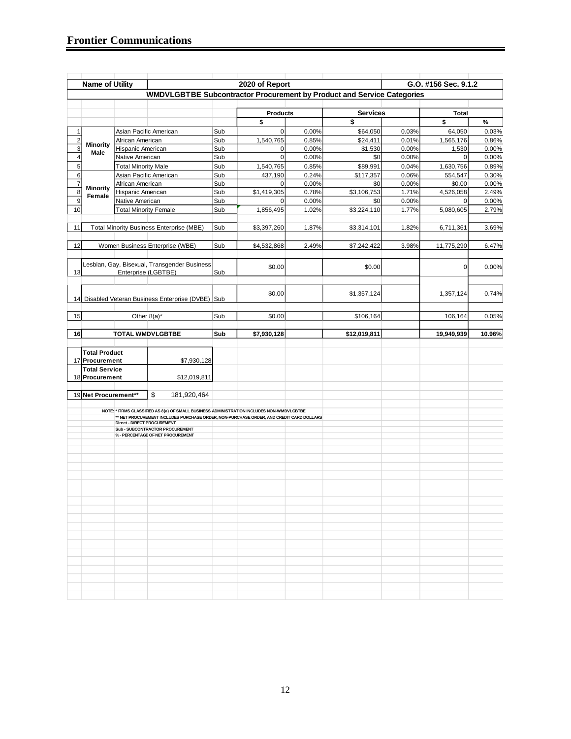## Frontier Communications

| Name of Utility | | | | 2020 of Report | | | | G.O. #156 Sec. 9.1.2 | |
|---|---|---|---|---|---|---|---|---|---|
| **WMDVLGBTBE Subcontractor Procurement by Product and Service Categories** | | | | | | | | | |
| | | | | **Products** | | **Services** | | **Total** | |
| | | | | **$** | | **$** | | **$** | **%** |
| 1 | Minority Male | Asian Pacific American | Sub | 0 | 0.00% | $64,050 | 0.03% | 64,050 | 0.03% |
| 2 | | African American | Sub | 1,540,765 | 0.85% | $24,411 | 0.01% | 1,565,176 | 0.86% |
| 3 | | Hispanic American | Sub | 0 | 0.00% | $1,530 | 0.00% | 1,530 | 0.00% |
| 4 | | Native American | Sub | 0 | 0.00% | $0 | 0.00% | 0 | 0.00% |
| 5 | | Total Minority Male | Sub | 1,540,765 | 0.85% | $89,991 | 0.04% | 1,630,756 | 0.89% |
| 6 | Minority Female | Asian Pacific American | Sub | 437,190 | 0.24% | $117,357 | 0.06% | 554,547 | 0.30% |
| 7 | | African American | Sub | 0 | 0.00% | $0 | 0.00% | $0.00 | 0.00% |
| 8 | | Hispanic American | Sub | $1,419,305 | 0.78% | $3,106,753 | 1.71% | 4,526,058 | 2.49% |
| 9 | | Native American | Sub | 0 | 0.00% | $0 | 0.00% | 0 | 0.00% |
| 10 | | Total Minority Female | Sub | 1,856,495 | 1.02% | $3,224,110 | 1.77% | 5,080,605 | 2.79% |
| 11 | Total Minority Business Enterprise (MBE) | | Sub | $3,397,260 | 1.87% | $3,314,101 | 1.82% | 6,711,361 | 3.69% |
| 12 | Women Business Enterprise (WBE) | | Sub | $4,532,868 | 2.49% | $7,242,422 | 3.98% | 11,775,290 | 6.47% |
| 13 | Lesbian, Gay, Bisexual, Transgender Business Enterprise (LGBTBE) | | Sub | $0.00 | | $0.00 | | 0 | 0.00% |
| 14 | Disabled Veteran Business Enterprise (DVBE) | | Sub | $0.00 | | $1,357,124 | | 1,357,124 | 0.74% |
| 15 | Other 8(a)* | | Sub | $0.00 | | $106,164 | | 106,164 | 0.05% |
| **16** | **TOTAL WMDVLGBTBE** | | **Sub** | **$7,930,128** | | **$12,019,811** | | **19,949,939** | **10.96%** |

| | | |
|---|---|---|
| 17 | **Total Product Procurement** | $7,930,128 |
| 18 | **Total Service Procurement** | $12,019,811 |
| 19 | **Net Procurement**** | $ 181,920,464 |

NOTE: * FIRMS CLASSIFIED AS 8(a) OF SMALL BUSINESS ADMINISTRATION INCLUDES NON-WMDVLGBTBE
** NET PROCUREMENT INCLUDES PURCHASE ORDER, NON-PURCHASE ORDER, AND CREDIT CARD DOLLARS
Direct - DIRECT PROCUREMENT
Sub - SUBCONTRACTOR PROCUREMENT
% - PERCENTAGE OF NET PROCUREMENT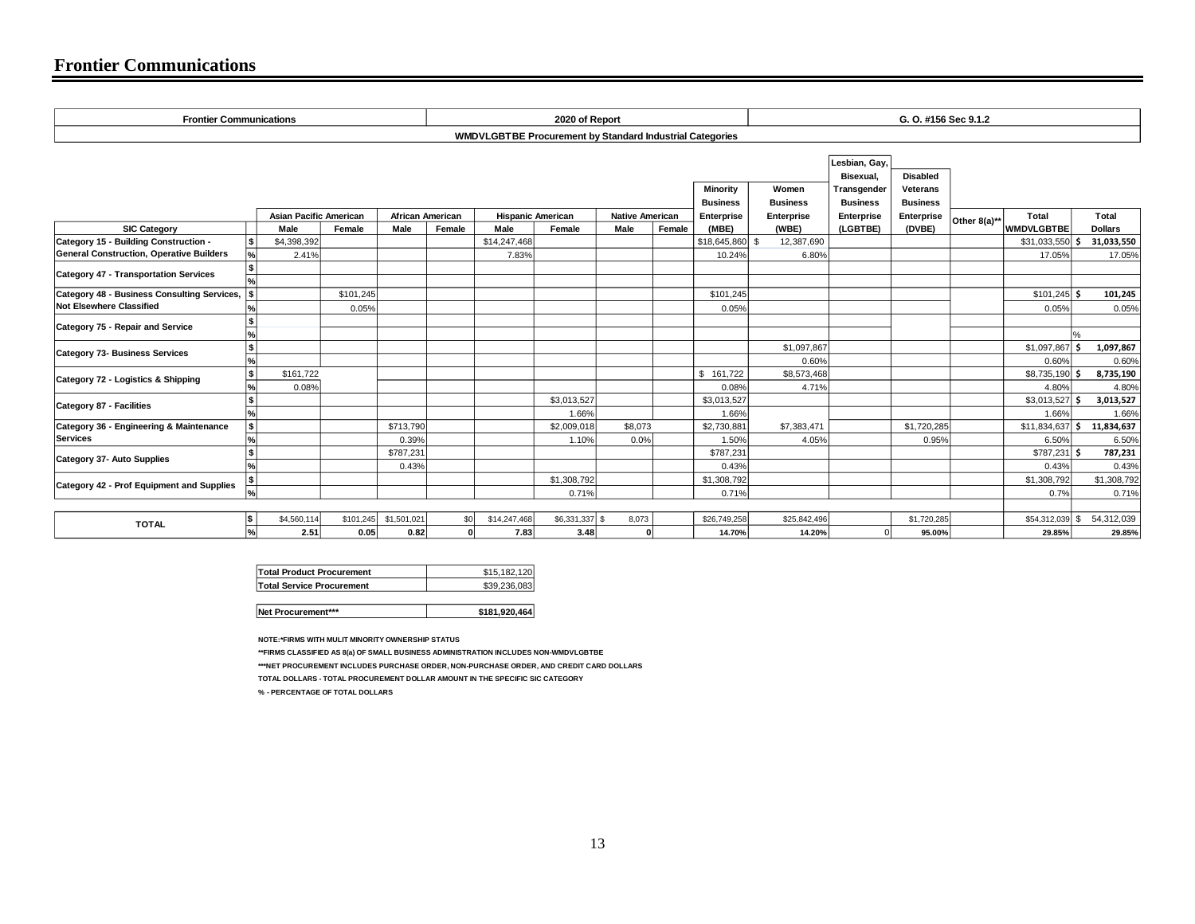# Frontier Communications

| Frontier Communications | | | | | | | | | | | | | | | | | |
|---|---|---|---|---|---|---|---|---|---|---|---|---|---|---|---|---|---|
| 2020 of Report | | | | | | | | | | | | | | | | | |
| G. O. #156 Sec 9.1.2 | | | | | | | | | | | | | | | | | |
| WMDVLGBTBE Procurement by Standard Industrial Categories | | | | | | | | | | | | | | | | | |

| SIC Category | | Asian Pacific American Male | Asian Pacific American Female | African American Male | African American Female | Hispanic American Male | Hispanic American Female | Native American Male | Native American Female | Minority Business Enterprise (MBE) | Women Business Enterprise (WBE) | Lesbian, Gay, Bisexual, Transgender Business Enterprise (LGBTBE) | Disabled Veterans Business Enterprise (DVBE) | Other 8(a)** | Total WMDVLGBTBE | Total Dollars |
|---|---|---|---|---|---|---|---|---|---|---|---|---|---|---|---|---|
| Category 15 - Building Construction - General Construction, Operative Builders | $ | $4,398,392 | | | | $14,247,468 | | | | $18,645,860 | $ 12,387,690 | | | | $31,033,550 | $ 31,033,550 |
| | % | 2.41% | | | | 7.83% | | | | 10.24% | 6.80% | | | | 17.05% | 17.05% |
| Category 47 - Transportation Services | $ | | | | | | | | | | | | | | | |
| | % | | | | | | | | | | | | | | | |
| Category 48 - Business Consulting Services, Not Elsewhere Classified | $ | | $101,245 | | | | | | | $101,245 | | | | | $101,245 | $ 101,245 |
| | % | | 0.05% | | | | | | | 0.05% | | | | | 0.05% | 0.05% |
| Category 75 - Repair and Service | $ | | | | | | | | | | | | | | | |
| | % | | | | | | | | | | | | | | | % |
| Category 73- Business Services | $ | | | | | | | | | | $1,097,867 | | | | $1,097,867 | $ 1,097,867 |
| | % | | | | | | | | | | 0.60% | | | | 0.60% | 0.60% |
| Category 72 - Logistics & Shipping | $ | $161,722 | | | | | | | | $ 161,722 | $8,573,468 | | | | $8,735,190 | $ 8,735,190 |
| | % | 0.08% | | | | | | | | 0.08% | 4.71% | | | | 4.80% | 4.80% |
| Category 87 - Facilities | $ | | | | | | $3,013,527 | | | $3,013,527 | | | | | $3,013,527 | $ 3,013,527 |
| | % | | | | | | 1.66% | | | 1.66% | | | | | 1.66% | 1.66% |
| Category 36 - Engineering & Maintenance Services | $ | | | $713,790 | | | $2,009,018 | $8,073 | | $2,730,881 | $7,383,471 | | $1,720,285 | | $11,834,637 | $ 11,834,637 |
| | % | | | 0.39% | | | 1.10% | 0.0% | | 1.50% | 4.05% | | 0.95% | | 6.50% | 6.50% |
| Category 37- Auto Supplies | $ | | | $787,231 | | | | | | $787,231 | | | | | $787,231 | $ 787,231 |
| | % | | | 0.43% | | | | | | 0.43% | | | | | 0.43% | 0.43% |
| Category 42 - Prof Equipment and Supplies | $ | | | | | | $1,308,792 | | | $1,308,792 | | | | | $1,308,792 | $1,308,792 |
| | % | | | | | | 0.71% | | | 0.71% | | | | | 0.7% | 0.71% |
| TOTAL | $ | $4,560,114 | $101,245 | $1,501,021 | $0 | $14,247,468 | $6,331,337 | $ 8,073 | | $26,749,258 | $25,842,496 | | $1,720,285 | | $54,312,039 | $ 54,312,039 |
| | % | 2.51 | 0.05 | 0.82 | 0 | 7.83 | 3.48 | 0 | | 14.70% | 14.20% | 0 | 95.00% | | 29.85% | 29.85% |

| | |
|---|---|
| Total Product Procurement | $15,182,120 |
| Total Service Procurement | $39,236,083 |
| Net Procurement*** | $181,920,464 |

NOTE:*FIRMS WITH MULIT MINORITY OWNERSHIP STATUS

**FIRMS CLASSIFIED AS 8(a) OF SMALL BUSINESS ADMINISTRATION INCLUDES NON-WMDVLGBTBE

***NET PROCUREMENT INCLUDES PURCHASE ORDER, NON-PURCHASE ORDER, AND CREDIT CARD DOLLARS

TOTAL DOLLARS - TOTAL PROCUREMENT DOLLAR AMOUNT IN THE SPECIFIC SIC CATEGORY

% - PERCENTAGE OF TOTAL DOLLARS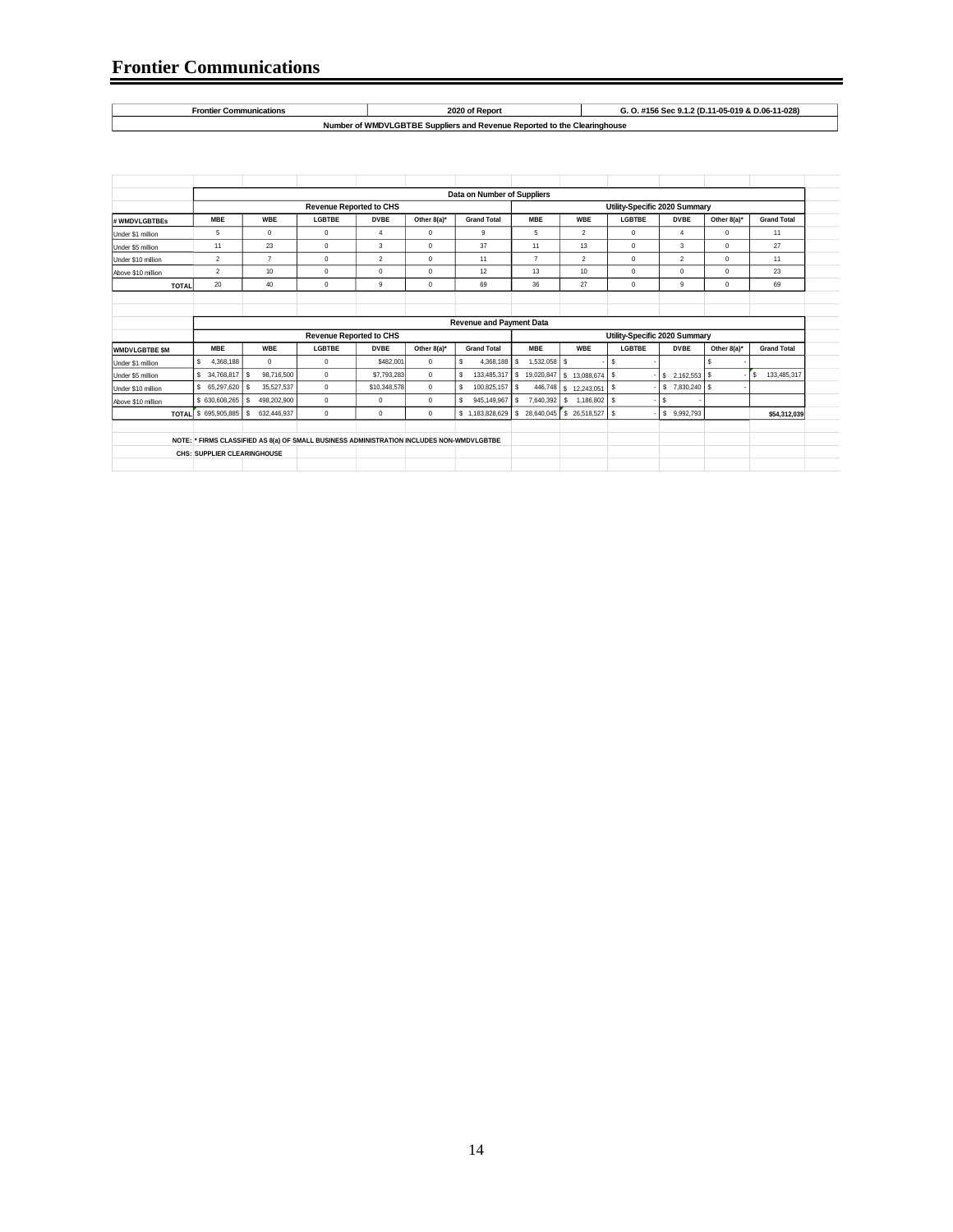# Frontier Communications

| Frontier Communications | 2020 of Report | G. O. #156 Sec 9.1.2 (D.11-05-019 & D.06-11-028) |
|---|---|---|
| Number of WMDVLGBTBE Suppliers and Revenue Reported to the Clearinghouse | | |

| | Data on Number of Suppliers | | | | | | | | | | | |
|---|---|---|---|---|---|---|---|---|---|---|---|---|
| | Revenue Reported to CHS | | | | | | Utility-Specific 2020 Summary | | | | | |
| # WMDVLGBTBEs | MBE | WBE | LGBTBE | DVBE | Other 8(a)* | Grand Total | MBE | WBE | LGBTBE | DVBE | Other 8(a)* | Grand Total |
| Under $1 million | 5 | 0 | 0 | 4 | 0 | 9 | 5 | 2 | 0 | 4 | 0 | 11 |
| Under $5 million | 11 | 23 | 0 | 3 | 0 | 37 | 11 | 13 | 0 | 3 | 0 | 27 |
| Under $10 million | 2 | 7 | 0 | 2 | 0 | 11 | 7 | 2 | 0 | 2 | 0 | 11 |
| Above $10 million | 2 | 10 | 0 | 0 | 0 | 12 | 13 | 10 | 0 | 0 | 0 | 23 |
| TOTAL | 20 | 40 | 0 | 9 | 0 | 69 | 36 | 27 | 0 | 9 | 0 | 69 |

| | Revenue and Payment Data | | | | | | | | | | | |
|---|---|---|---|---|---|---|---|---|---|---|---|---|
| | Revenue Reported to CHS | | | | | | Utility-Specific 2020 Summary | | | | | |
| WMDVLGBTBE $M | MBE | WBE | LGBTBE | DVBE | Other 8(a)* | Grand Total | MBE | WBE | LGBTBE | DVBE | Other 8(a)* | Grand Total |
| Under $1 million | $ 4,368,188 | 0 | 0 | $482,001 | 0 | $ 4,368,188 | $ 1,532,058 | $ - | $ - | | $ - | |
| Under $5 million | $ 34,768,817 | $ 98,716,500 | 0 | $7,793,283 | 0 | $ 133,485,317 | $ 19,020,847 | $ 13,088,674 | $ - | $ 2,162,553 | $ - | $ 133,485,317 |
| Under $10 million | $ 65,297,620 | $ 35,527,537 | 0 | $10,348,578 | 0 | $ 100,825,157 | $ 446,748 | $ 12,243,051 | $ - | $ 7,830,240 | $ - | |
| Above $10 million | $ 630,608,265 | $ 498,202,900 | 0 | 0 | 0 | $ 945,149,967 | $ 7,640,392 | $ 1,186,802 | $ - | $ - | | |
| TOTAL | $ 695,905,885 | $ 632,446,937 | 0 | 0 | 0 | $ 1,183,828,629 | $ 28,640,045 | $ 26,518,527 | $ - | $ 9,992,793 | | $54,312,039 |

NOTE: * FIRMS CLASSIFIED AS 8(a) OF SMALL BUSINESS ADMINISTRATION INCLUDES NON-WMDVLGBTBE

CHS: SUPPLIER CLEARINGHOUSE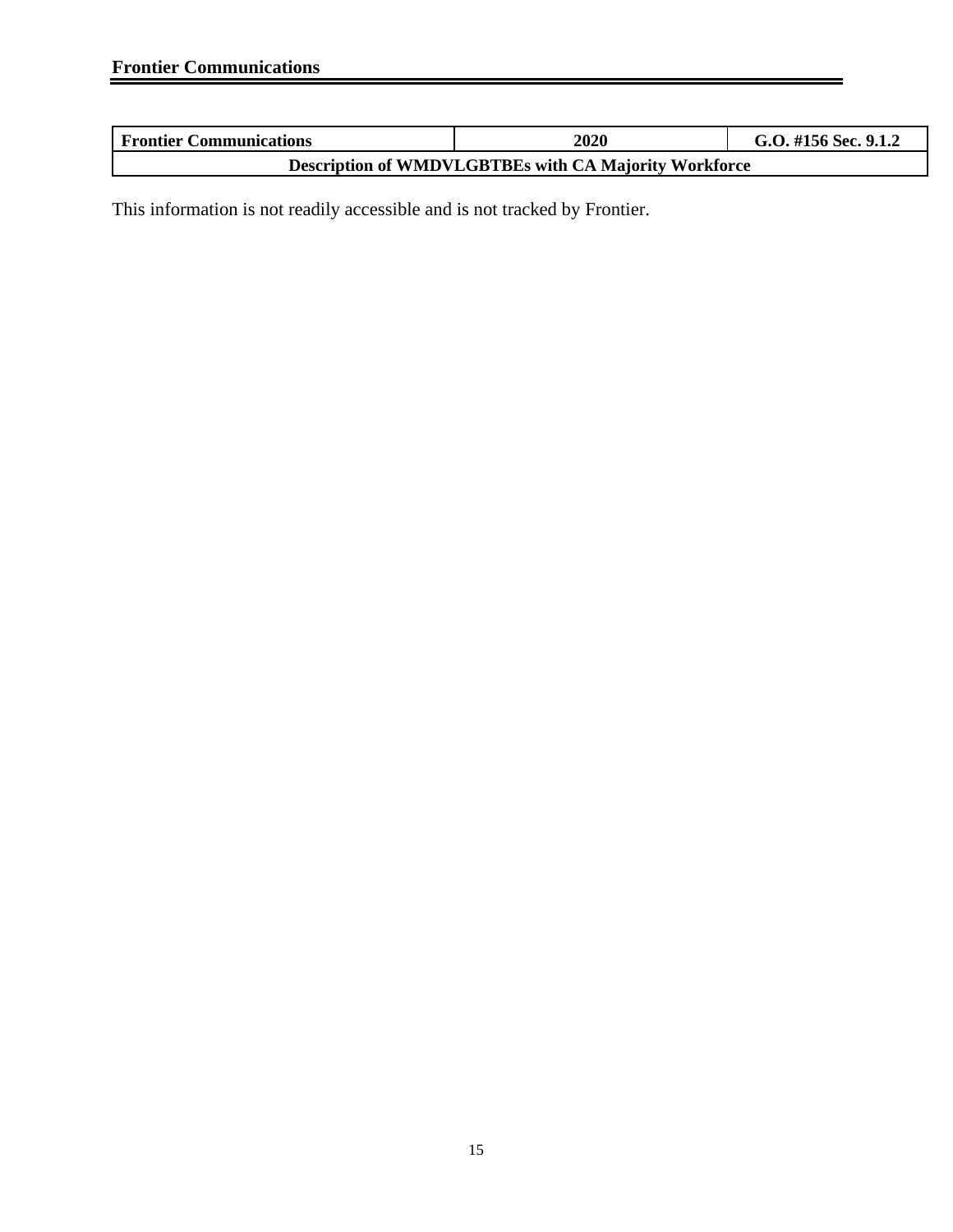| Frontier Communications | 2020 | G.O. #156 Sec. 9.1.2 |
|---|---|---|
| **Description of WMDVLGBTBEs with CA Majority Workforce** | | |

This information is not readily accessible and is not tracked by Frontier.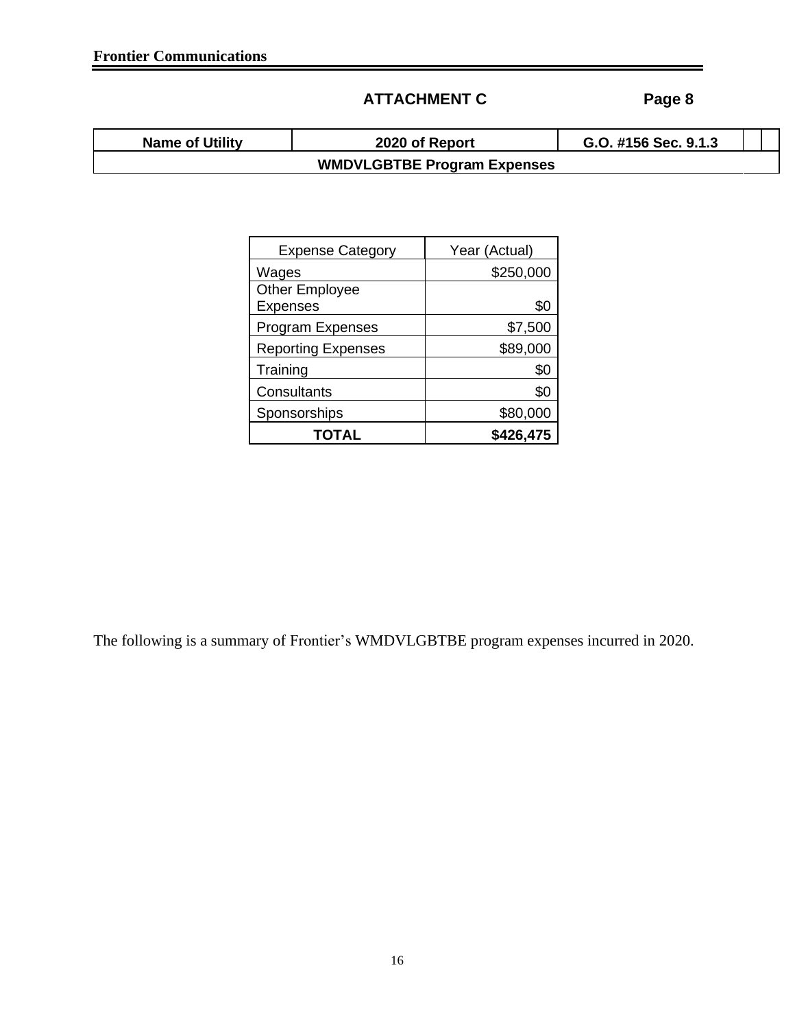**ATTACHMENT C** **Page 8**

| Name of Utility | 2020 of Report | G.O. #156 Sec. 9.1.3 |
|---|---|---|
| **WMDVLGBTBE Program Expenses** | | |

| Expense Category | Year (Actual) |
|---|---|
| Wages | $250,000 |
| Other Employee Expenses | $0 |
| Program Expenses | $7,500 |
| Reporting Expenses | $89,000 |
| Training | $0 |
| Consultants | $0 |
| Sponsorships | $80,000 |
| **TOTAL** | **$426,475** |

The following is a summary of Frontier's WMDVLGBTBE program expenses incurred in 2020.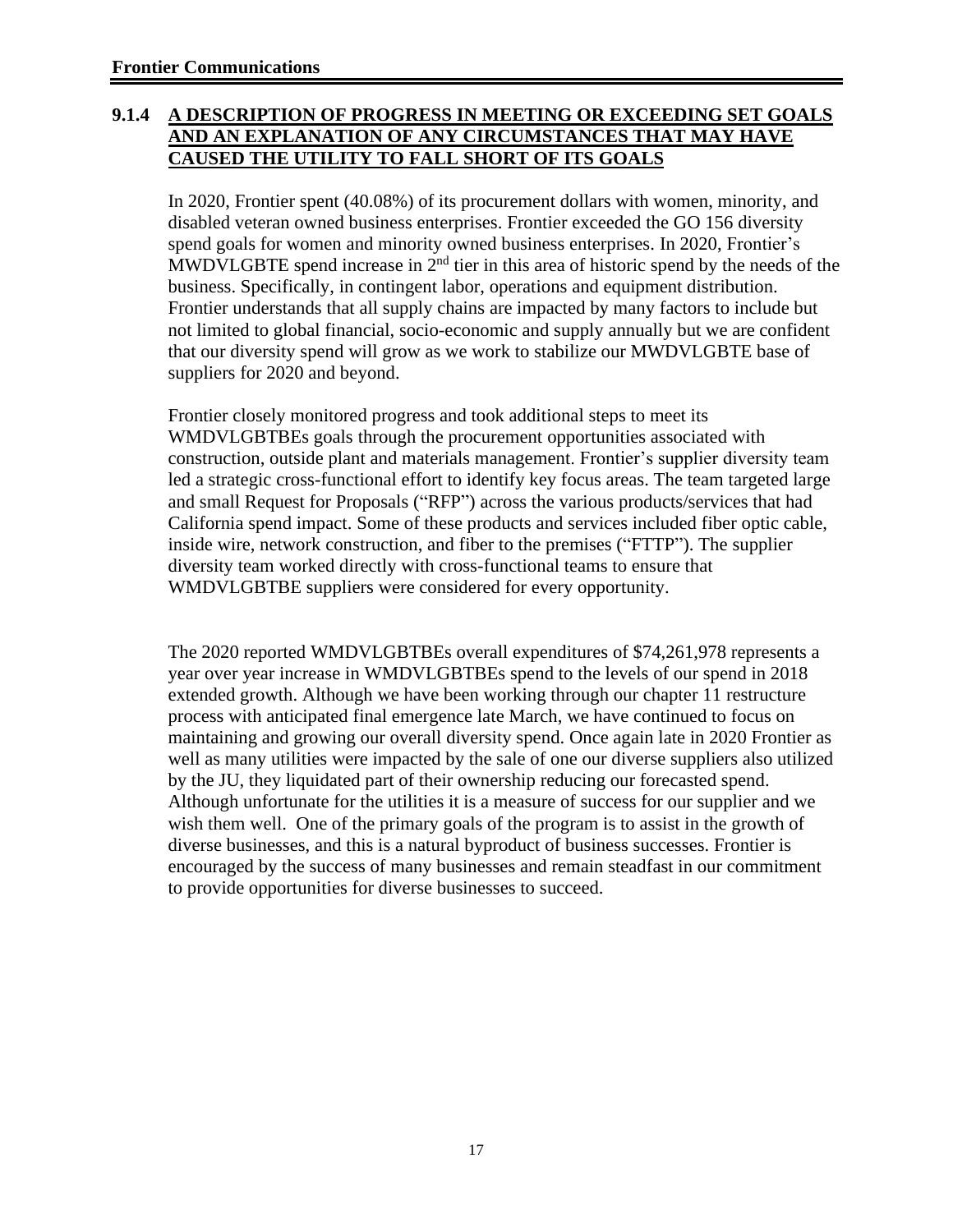### 9.1.4 A DESCRIPTION OF PROGRESS IN MEETING OR EXCEEDING SET GOALS AND AN EXPLANATION OF ANY CIRCUMSTANCES THAT MAY HAVE CAUSED THE UTILITY TO FALL SHORT OF ITS GOALS

In 2020, Frontier spent (40.08%) of its procurement dollars with women, minority, and disabled veteran owned business enterprises. Frontier exceeded the GO 156 diversity spend goals for women and minority owned business enterprises. In 2020, Frontier's MWDVLGBTE spend increase in 2nd tier in this area of historic spend by the needs of the business. Specifically, in contingent labor, operations and equipment distribution. Frontier understands that all supply chains are impacted by many factors to include but not limited to global financial, socio-economic and supply annually but we are confident that our diversity spend will grow as we work to stabilize our MWDVLGBTE base of suppliers for 2020 and beyond.

Frontier closely monitored progress and took additional steps to meet its WMDVLGBTBEs goals through the procurement opportunities associated with construction, outside plant and materials management. Frontier's supplier diversity team led a strategic cross-functional effort to identify key focus areas. The team targeted large and small Request for Proposals ("RFP") across the various products/services that had California spend impact. Some of these products and services included fiber optic cable, inside wire, network construction, and fiber to the premises ("FTTP"). The supplier diversity team worked directly with cross-functional teams to ensure that WMDVLGBTBE suppliers were considered for every opportunity.

The 2020 reported WMDVLGBTBEs overall expenditures of $74,261,978 represents a year over year increase in WMDVLGBTBEs spend to the levels of our spend in 2018 extended growth. Although we have been working through our chapter 11 restructure process with anticipated final emergence late March, we have continued to focus on maintaining and growing our overall diversity spend. Once again late in 2020 Frontier as well as many utilities were impacted by the sale of one our diverse suppliers also utilized by the JU, they liquidated part of their ownership reducing our forecasted spend. Although unfortunate for the utilities it is a measure of success for our supplier and we wish them well. One of the primary goals of the program is to assist in the growth of diverse businesses, and this is a natural byproduct of business successes. Frontier is encouraged by the success of many businesses and remain steadfast in our commitment to provide opportunities for diverse businesses to succeed.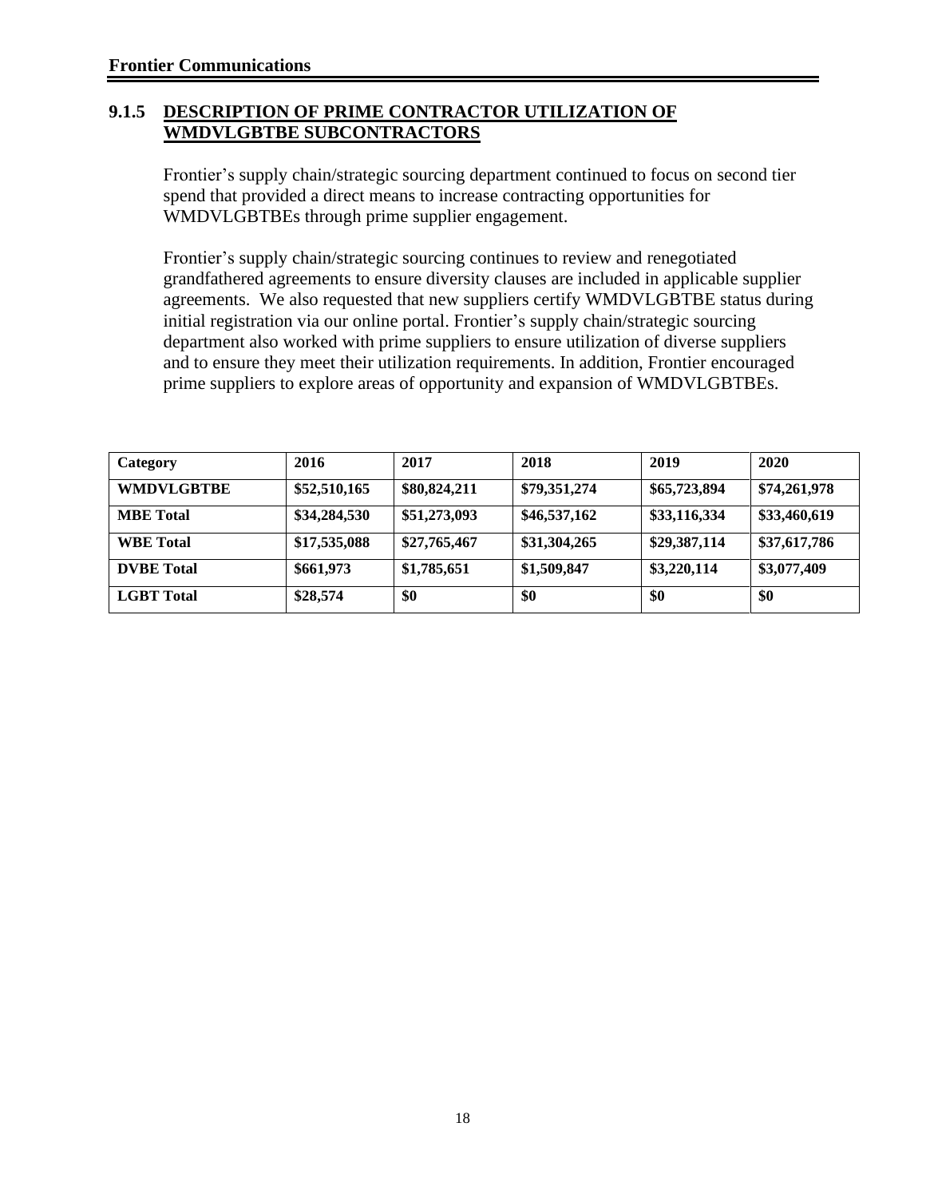## 9.1.5 DESCRIPTION OF PRIME CONTRACTOR UTILIZATION OF WMDVLGBTBE SUBCONTRACTORS

Frontier's supply chain/strategic sourcing department continued to focus on second tier spend that provided a direct means to increase contracting opportunities for WMDVLGBTBEs through prime supplier engagement.

Frontier's supply chain/strategic sourcing continues to review and renegotiated grandfathered agreements to ensure diversity clauses are included in applicable supplier agreements. We also requested that new suppliers certify WMDVLGBTBE status during initial registration via our online portal. Frontier's supply chain/strategic sourcing department also worked with prime suppliers to ensure utilization of diverse suppliers and to ensure they meet their utilization requirements. In addition, Frontier encouraged prime suppliers to explore areas of opportunity and expansion of WMDVLGBTBEs.

| Category | 2016 | 2017 | 2018 | 2019 | 2020 |
|---|---|---|---|---|---|
| WMDVLGBTBE | $52,510,165 | $80,824,211 | $79,351,274 | $65,723,894 | $74,261,978 |
| MBE Total | $34,284,530 | $51,273,093 | $46,537,162 | $33,116,334 | $33,460,619 |
| WBE Total | $17,535,088 | $27,765,467 | $31,304,265 | $29,387,114 | $37,617,786 |
| DVBE Total | $661,973 | $1,785,651 | $1,509,847 | $3,220,114 | $3,077,409 |
| LGBT Total | $28,574 | $0 | $0 | $0 | $0 |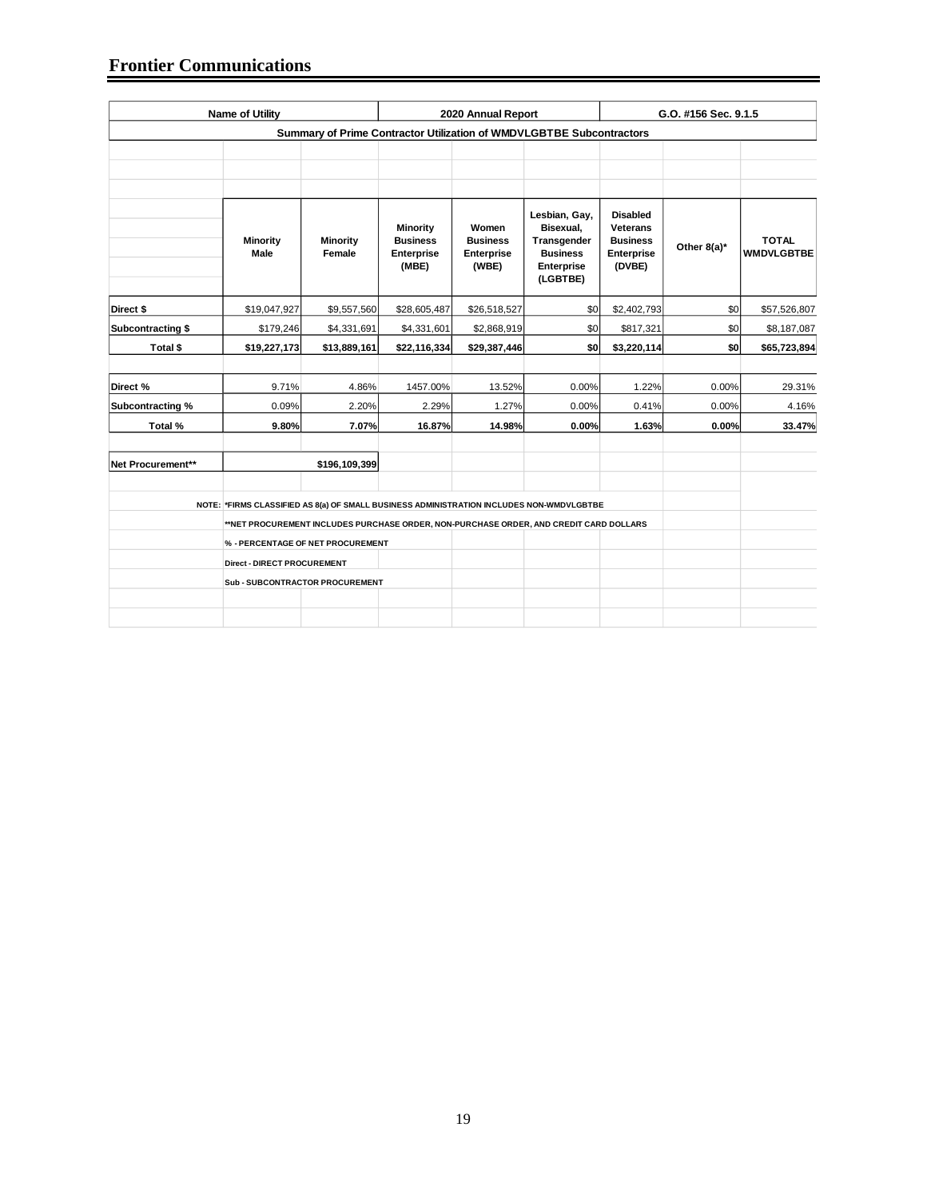## Frontier Communications

| Name of Utility | | | 2020 Annual Report | | | G.O. #156 Sec. 9.1.5 | | |
|---|---|---|---|---|---|---|---|---|
| **Summary of Prime Contractor Utilization of WMDVLGBTBE Subcontractors** | | | | | | | | |
| | **Minority Male** | **Minority Female** | **Minority Business Enterprise (MBE)** | **Women Business Enterprise (WBE)** | **Lesbian, Gay, Bisexual, Transgender Business Enterprise (LGBTBE)** | **Disabled Veterans Business Enterprise (DVBE)** | **Other 8(a)*** | **TOTAL WMDVLGBTBE** |
| **Direct $** | $19,047,927 | $9,557,560 | $28,605,487 | $26,518,527 | $0 | $2,402,793 | $0 | $57,526,807 |
| **Subcontracting $** | $179,246 | $4,331,691 | $4,331,601 | $2,868,919 | $0 | $817,321 | $0 | $8,187,087 |
| **Total $** | **$19,227,173** | **$13,889,161** | **$22,116,334** | **$29,387,446** | **$0** | **$3,220,114** | **$0** | **$65,723,894** |
| **Direct %** | 9.71% | 4.86% | 1457.00% | 13.52% | 0.00% | 1.22% | 0.00% | 29.31% |
| **Subcontracting %** | 0.09% | 2.20% | 2.29% | 1.27% | 0.00% | 0.41% | 0.00% | 4.16% |
| **Total %** | **9.80%** | **7.07%** | **16.87%** | **14.98%** | **0.00%** | **1.63%** | **0.00%** | **33.47%** |
| **Net Procurement**** | | **$196,109,399** | | | | | | |

NOTE: *FIRMS CLASSIFIED AS 8(a) OF SMALL BUSINESS ADMINISTRATION INCLUDES NON-WMDVLGBTBE

**NET PROCUREMENT INCLUDES PURCHASE ORDER, NON-PURCHASE ORDER, AND CREDIT CARD DOLLARS

% - PERCENTAGE OF NET PROCUREMENT

Direct - DIRECT PROCUREMENT

Sub - SUBCONTRACTOR PROCUREMENT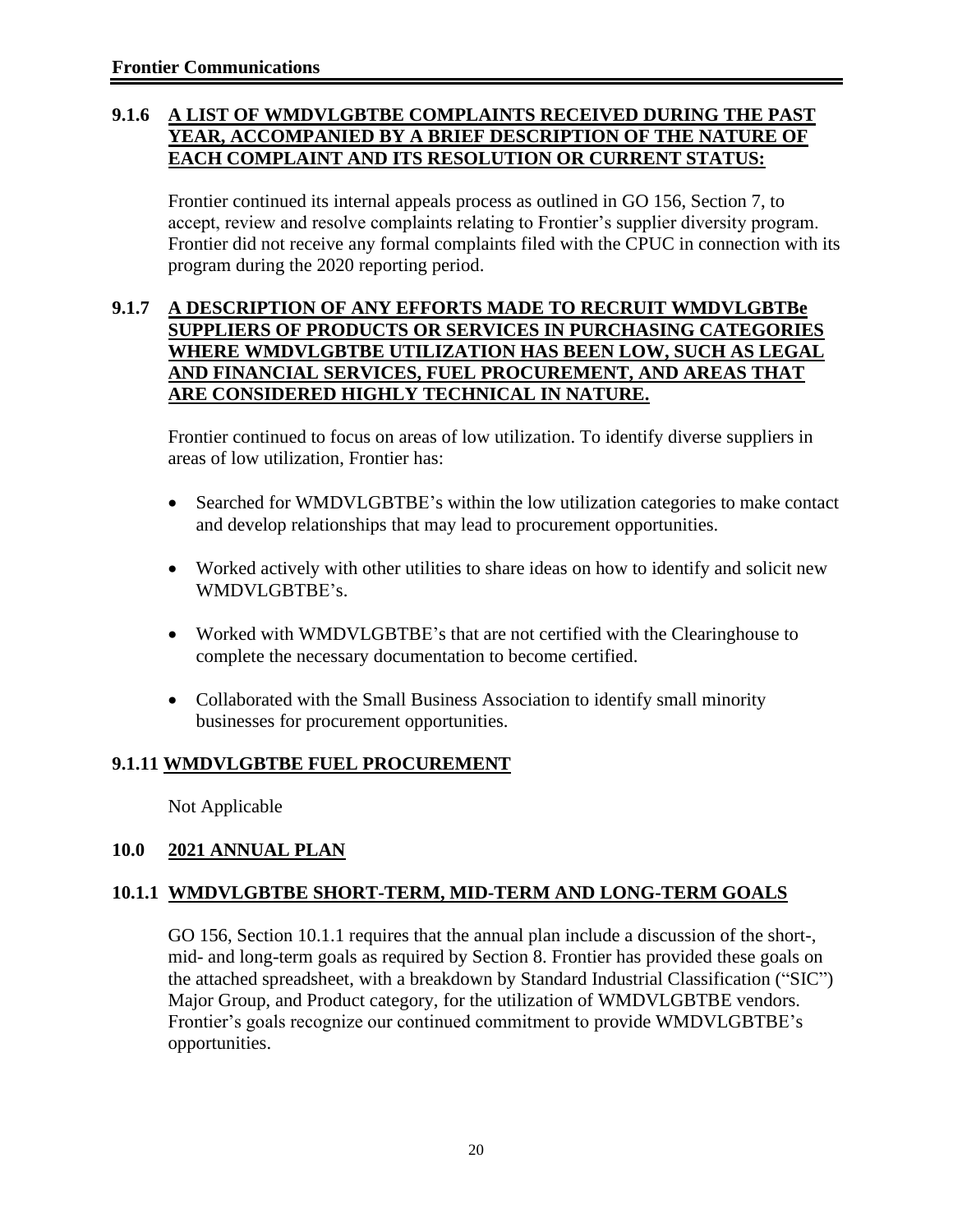### 9.1.6 A LIST OF WMDVLGBTBE COMPLAINTS RECEIVED DURING THE PAST YEAR, ACCOMPANIED BY A BRIEF DESCRIPTION OF THE NATURE OF EACH COMPLAINT AND ITS RESOLUTION OR CURRENT STATUS:

Frontier continued its internal appeals process as outlined in GO 156, Section 7, to accept, review and resolve complaints relating to Frontier's supplier diversity program. Frontier did not receive any formal complaints filed with the CPUC in connection with its program during the 2020 reporting period.

### 9.1.7 A DESCRIPTION OF ANY EFFORTS MADE TO RECRUIT WMDVLGBTBe SUPPLIERS OF PRODUCTS OR SERVICES IN PURCHASING CATEGORIES WHERE WMDVLGBTBE UTILIZATION HAS BEEN LOW, SUCH AS LEGAL AND FINANCIAL SERVICES, FUEL PROCUREMENT, AND AREAS THAT ARE CONSIDERED HIGHLY TECHNICAL IN NATURE.

Frontier continued to focus on areas of low utilization. To identify diverse suppliers in areas of low utilization, Frontier has:

- Searched for WMDVLGBTBE's within the low utilization categories to make contact and develop relationships that may lead to procurement opportunities.
- Worked actively with other utilities to share ideas on how to identify and solicit new WMDVLGBTBE's.
- Worked with WMDVLGBTBE's that are not certified with the Clearinghouse to complete the necessary documentation to become certified.
- Collaborated with the Small Business Association to identify small minority businesses for procurement opportunities.

### 9.1.11 WMDVLGBTBE FUEL PROCUREMENT

Not Applicable

## 10.0 2021 ANNUAL PLAN

### 10.1.1 WMDVLGBTBE SHORT-TERM, MID-TERM AND LONG-TERM GOALS

GO 156, Section 10.1.1 requires that the annual plan include a discussion of the short-, mid- and long-term goals as required by Section 8. Frontier has provided these goals on the attached spreadsheet, with a breakdown by Standard Industrial Classification ("SIC") Major Group, and Product category, for the utilization of WMDVLGBTBE vendors. Frontier's goals recognize our continued commitment to provide WMDVLGBTBE's opportunities.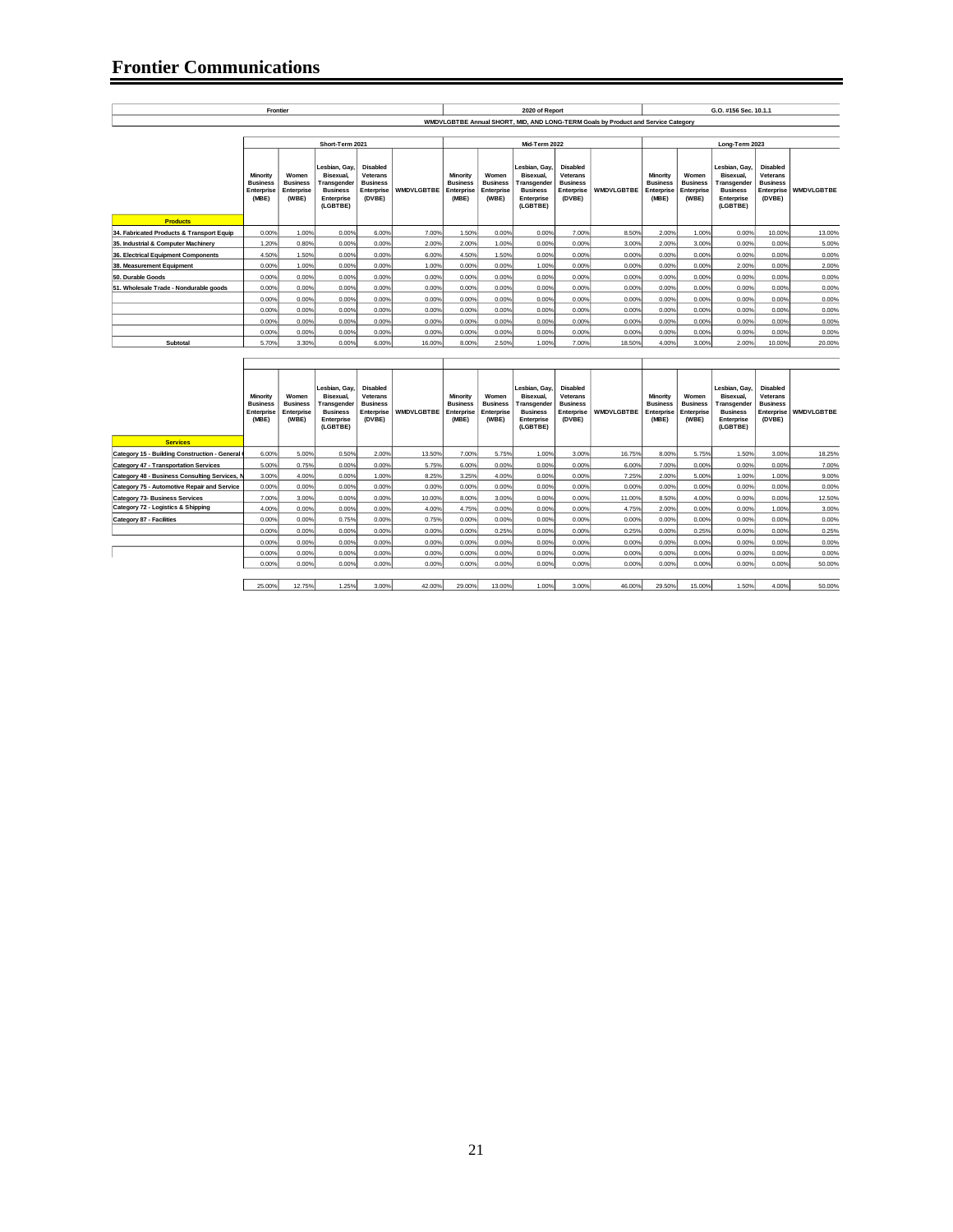# Frontier Communications

| Frontier | | | | | | 2020 of Report | | | | | G.O. #156 Sec. 10.1.1 | | | | |
|---|---|---|---|---|---|---|---|---|---|---|---|---|---|---|---|
| WMDVLGBTBE Annual SHORT, MID, AND LONG-TERM Goals by Product and Service Category | | | | | | | | | | | | | | | |
| | Short-Term 2021 | | | | | Mid-Term 2022 | | | | | Long-Term 2023 | | | | |
| | Minority Business Enterprise (MBE) | Women Business Enterprise (WBE) | Lesbian, Gay, Bisexual, Transgender Business Enterprise (LGBTBE) | Disabled Veterans Business Enterprise (DVBE) | WMDVLGBTBE | Minority Business Enterprise (MBE) | Women Business Enterprise (WBE) | Lesbian, Gay, Bisexual, Transgender Business Enterprise (LGBTBE) | Disabled Veterans Business Enterprise (DVBE) | WMDVLGBTBE | Minority Business Enterprise (MBE) | Women Business Enterprise (WBE) | Lesbian, Gay, Bisexual, Transgender Business Enterprise (LGBTBE) | Disabled Veterans Business Enterprise (DVBE) | WMDVLGBTBE |
| **Products** | | | | | | | | | | | | | | | |
| 34. Fabricated Products & Transport Equip | 0.00% | 1.00% | 0.00% | 6.00% | 7.00% | 1.50% | 0.00% | 0.00% | 7.00% | 8.50% | 2.00% | 1.00% | 0.00% | 10.00% | 13.00% |
| 35. Industrial & Computer Machinery | 1.20% | 0.80% | 0.00% | 0.00% | 2.00% | 2.00% | 1.00% | 0.00% | 0.00% | 3.00% | 2.00% | 3.00% | 0.00% | 0.00% | 5.00% |
| 36. Electrical Equipment Components | 4.50% | 1.50% | 0.00% | 0.00% | 6.00% | 4.50% | 1.50% | 0.00% | 0.00% | 0.00% | 0.00% | 0.00% | 0.00% | 0.00% | 0.00% |
| 38. Measurement Equipment | 0.00% | 1.00% | 0.00% | 0.00% | 1.00% | 0.00% | 0.00% | 1.00% | 0.00% | 0.00% | 0.00% | 0.00% | 2.00% | 0.00% | 2.00% |
| 50. Durable Goods | 0.00% | 0.00% | 0.00% | 0.00% | 0.00% | 0.00% | 0.00% | 0.00% | 0.00% | 0.00% | 0.00% | 0.00% | 0.00% | 0.00% | 0.00% |
| 51. Wholesale Trade - Nondurable goods | 0.00% | 0.00% | 0.00% | 0.00% | 0.00% | 0.00% | 0.00% | 0.00% | 0.00% | 0.00% | 0.00% | 0.00% | 0.00% | 0.00% | 0.00% |
| | 0.00% | 0.00% | 0.00% | 0.00% | 0.00% | 0.00% | 0.00% | 0.00% | 0.00% | 0.00% | 0.00% | 0.00% | 0.00% | 0.00% | 0.00% |
| | 0.00% | 0.00% | 0.00% | 0.00% | 0.00% | 0.00% | 0.00% | 0.00% | 0.00% | 0.00% | 0.00% | 0.00% | 0.00% | 0.00% | 0.00% |
| | 0.00% | 0.00% | 0.00% | 0.00% | 0.00% | 0.00% | 0.00% | 0.00% | 0.00% | 0.00% | 0.00% | 0.00% | 0.00% | 0.00% | 0.00% |
| | 0.00% | 0.00% | 0.00% | 0.00% | 0.00% | 0.00% | 0.00% | 0.00% | 0.00% | 0.00% | 0.00% | 0.00% | 0.00% | 0.00% | 0.00% |
| Subtotal | 5.70% | 3.30% | 0.00% | 6.00% | 16.00% | 8.00% | 2.50% | 1.00% | 7.00% | 18.50% | 4.00% | 3.00% | 2.00% | 10.00% | 20.00% |

| | Minority Business Enterprise (MBE) | Women Business Enterprise (WBE) | Lesbian, Gay, Bisexual, Transgender Business Enterprise (LGBTBE) | Disabled Veterans Business Enterprise (DVBE) | WMDVLGBTBE | Minority Business Enterprise (MBE) | Women Business Enterprise (WBE) | Lesbian, Gay, Bisexual, Transgender Business Enterprise (LGBTBE) | Disabled Veterans Business Enterprise (DVBE) | WMDVLGBTBE | Minority Business Enterprise (MBE) | Women Business Enterprise (WBE) | Lesbian, Gay, Bisexual, Transgender Business Enterprise (LGBTBE) | Disabled Veterans Business Enterprise (DVBE) | WMDVLGBTBE |
|---|---|---|---|---|---|---|---|---|---|---|---|---|---|---|---|
| **Services** | | | | | | | | | | | | | | | |
| Category 15 - Building Construction - General | 6.00% | 5.00% | 0.50% | 2.00% | 13.50% | 7.00% | 5.75% | 1.00% | 3.00% | 16.75% | 8.00% | 5.75% | 1.50% | 3.00% | 18.25% |
| Category 47 - Transportation Services | 5.00% | 0.75% | 0.00% | 0.00% | 5.75% | 6.00% | 0.00% | 0.00% | 0.00% | 6.00% | 7.00% | 0.00% | 0.00% | 0.00% | 7.00% |
| Category 48 - Business Consulting Services, N | 3.00% | 4.00% | 0.00% | 1.00% | 8.25% | 3.25% | 4.00% | 0.00% | 0.00% | 7.25% | 2.00% | 5.00% | 1.00% | 1.00% | 9.00% |
| Category 75 - Automotive Repair and Service | 0.00% | 0.00% | 0.00% | 0.00% | 0.00% | 0.00% | 0.00% | 0.00% | 0.00% | 0.00% | 0.00% | 0.00% | 0.00% | 0.00% | 0.00% |
| Category 73- Business Services | 7.00% | 3.00% | 0.00% | 0.00% | 10.00% | 8.00% | 3.00% | 0.00% | 0.00% | 11.00% | 8.50% | 4.00% | 0.00% | 0.00% | 12.50% |
| Category 72 - Logistics & Shipping | 4.00% | 0.00% | 0.00% | 0.00% | 4.00% | 4.75% | 0.00% | 0.00% | 0.00% | 4.75% | 2.00% | 0.00% | 0.00% | 1.00% | 3.00% |
| Category 87 - Facilities | 0.00% | 0.00% | 0.75% | 0.00% | 0.75% | 0.00% | 0.00% | 0.00% | 0.00% | 0.00% | 0.00% | 0.00% | 0.00% | 0.00% | 0.00% |
| | 0.00% | 0.00% | 0.00% | 0.00% | 0.00% | 0.00% | 0.25% | 0.00% | 0.00% | 0.25% | 0.00% | 0.25% | 0.00% | 0.00% | 0.25% |
| | 0.00% | 0.00% | 0.00% | 0.00% | 0.00% | 0.00% | 0.00% | 0.00% | 0.00% | 0.00% | 0.00% | 0.00% | 0.00% | 0.00% | 0.00% |
| | 0.00% | 0.00% | 0.00% | 0.00% | 0.00% | 0.00% | 0.00% | 0.00% | 0.00% | 0.00% | 0.00% | 0.00% | 0.00% | 0.00% | 0.00% |
| | 0.00% | 0.00% | 0.00% | 0.00% | 0.00% | 0.00% | 0.00% | 0.00% | 0.00% | 0.00% | 0.00% | 0.00% | 0.00% | 0.00% | 50.00% |
| | 25.00% | 12.75% | 1.25% | 3.00% | 42.00% | 29.00% | 13.00% | 1.00% | 3.00% | 46.00% | 29.50% | 15.00% | 1.50% | 4.00% | 50.00% |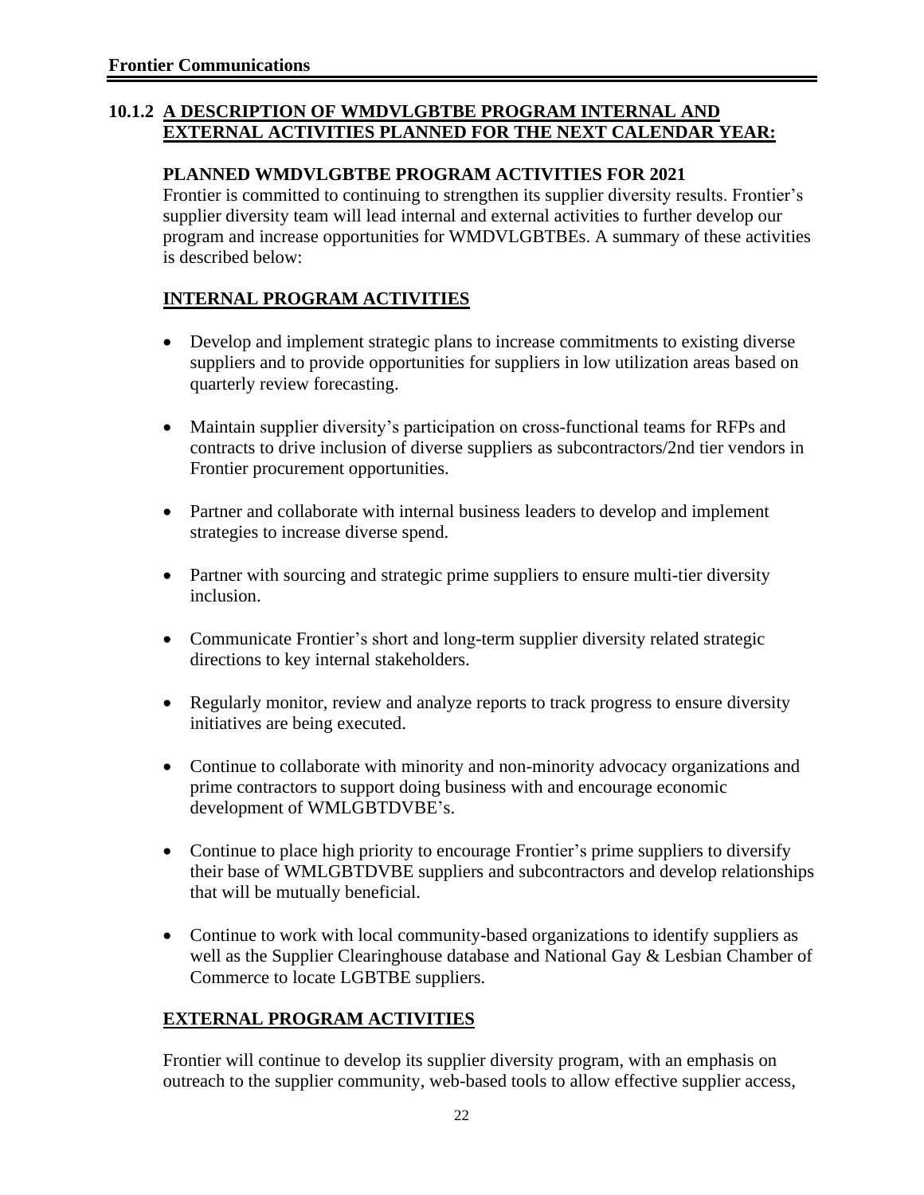## 10.1.2 A DESCRIPTION OF WMDVLGBTBE PROGRAM INTERNAL AND EXTERNAL ACTIVITIES PLANNED FOR THE NEXT CALENDAR YEAR:

### PLANNED WMDVLGBTBE PROGRAM ACTIVITIES FOR 2021

Frontier is committed to continuing to strengthen its supplier diversity results. Frontier's supplier diversity team will lead internal and external activities to further develop our program and increase opportunities for WMDVLGBTBEs. A summary of these activities is described below:

### INTERNAL PROGRAM ACTIVITIES

- Develop and implement strategic plans to increase commitments to existing diverse suppliers and to provide opportunities for suppliers in low utilization areas based on quarterly review forecasting.
- Maintain supplier diversity's participation on cross-functional teams for RFPs and contracts to drive inclusion of diverse suppliers as subcontractors/2nd tier vendors in Frontier procurement opportunities.
- Partner and collaborate with internal business leaders to develop and implement strategies to increase diverse spend.
- Partner with sourcing and strategic prime suppliers to ensure multi-tier diversity inclusion.
- Communicate Frontier's short and long-term supplier diversity related strategic directions to key internal stakeholders.
- Regularly monitor, review and analyze reports to track progress to ensure diversity initiatives are being executed.
- Continue to collaborate with minority and non-minority advocacy organizations and prime contractors to support doing business with and encourage economic development of WMLGBTDVBE's.
- Continue to place high priority to encourage Frontier's prime suppliers to diversify their base of WMLGBTDVBE suppliers and subcontractors and develop relationships that will be mutually beneficial.
- Continue to work with local community-based organizations to identify suppliers as well as the Supplier Clearinghouse database and National Gay & Lesbian Chamber of Commerce to locate LGBTBE suppliers.

### EXTERNAL PROGRAM ACTIVITIES

Frontier will continue to develop its supplier diversity program, with an emphasis on outreach to the supplier community, web-based tools to allow effective supplier access,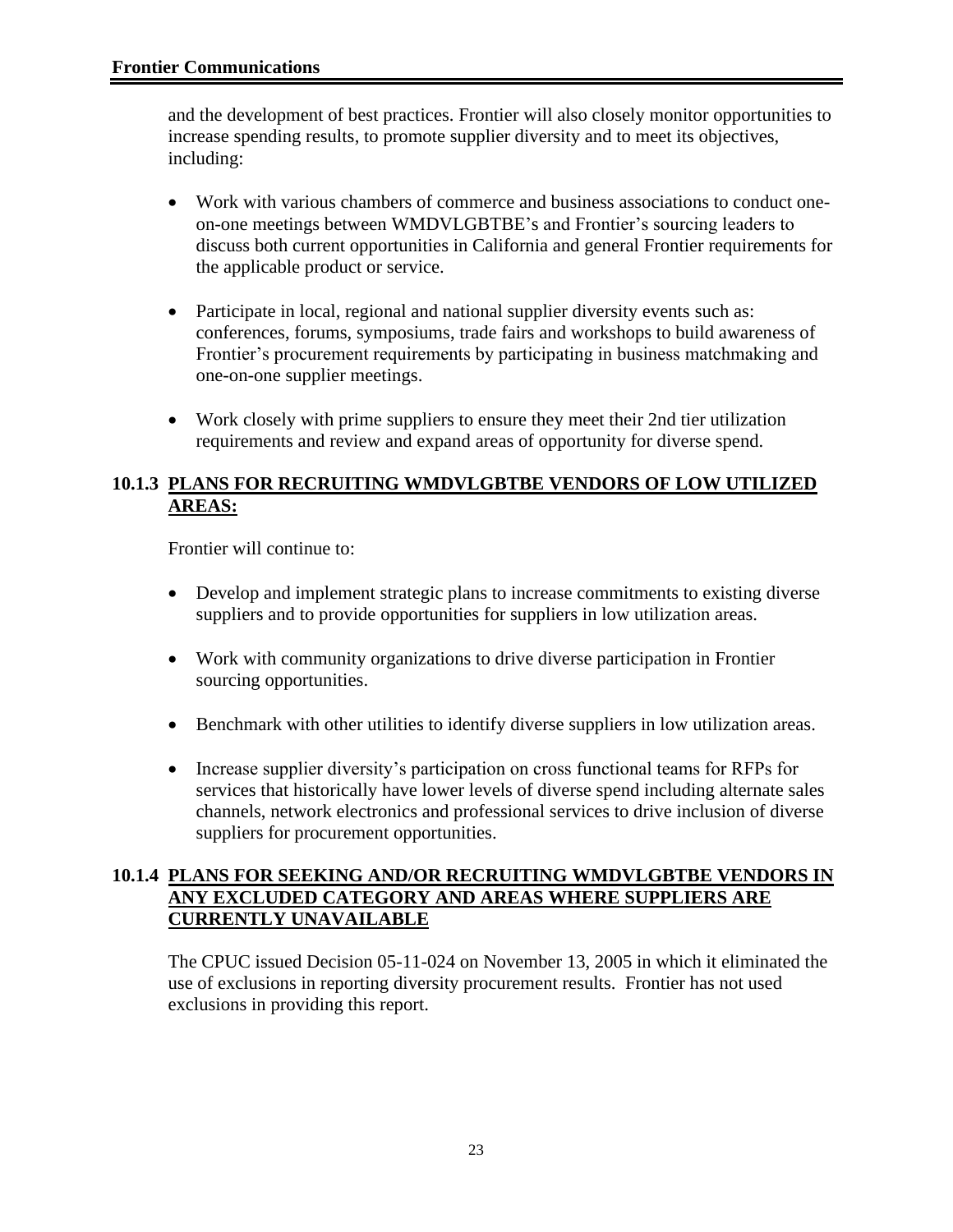and the development of best practices. Frontier will also closely monitor opportunities to increase spending results, to promote supplier diversity and to meet its objectives, including:

- Work with various chambers of commerce and business associations to conduct one-on-one meetings between WMDVLGBTBE's and Frontier's sourcing leaders to discuss both current opportunities in California and general Frontier requirements for the applicable product or service.
- Participate in local, regional and national supplier diversity events such as: conferences, forums, symposiums, trade fairs and workshops to build awareness of Frontier's procurement requirements by participating in business matchmaking and one-on-one supplier meetings.
- Work closely with prime suppliers to ensure they meet their 2nd tier utilization requirements and review and expand areas of opportunity for diverse spend.

### 10.1.3 PLANS FOR RECRUITING WMDVLGBTBE VENDORS OF LOW UTILIZED AREAS:

Frontier will continue to:

- Develop and implement strategic plans to increase commitments to existing diverse suppliers and to provide opportunities for suppliers in low utilization areas.
- Work with community organizations to drive diverse participation in Frontier sourcing opportunities.
- Benchmark with other utilities to identify diverse suppliers in low utilization areas.
- Increase supplier diversity's participation on cross functional teams for RFPs for services that historically have lower levels of diverse spend including alternate sales channels, network electronics and professional services to drive inclusion of diverse suppliers for procurement opportunities.

### 10.1.4 PLANS FOR SEEKING AND/OR RECRUITING WMDVLGBTBE VENDORS IN ANY EXCLUDED CATEGORY AND AREAS WHERE SUPPLIERS ARE CURRENTLY UNAVAILABLE

The CPUC issued Decision 05-11-024 on November 13, 2005 in which it eliminated the use of exclusions in reporting diversity procurement results. Frontier has not used exclusions in providing this report.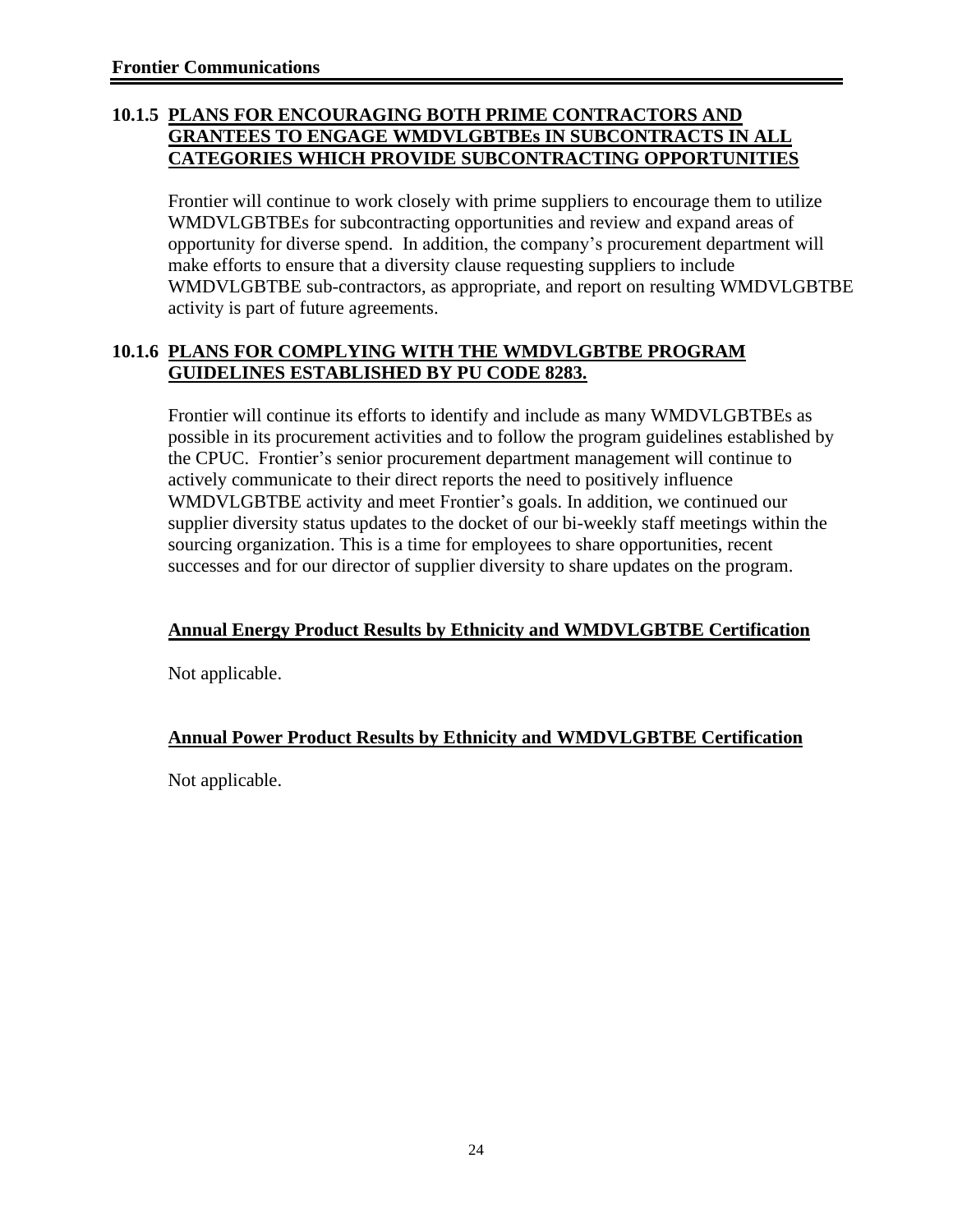### 10.1.5 PLANS FOR ENCOURAGING BOTH PRIME CONTRACTORS AND GRANTEES TO ENGAGE WMDVLGBTBEs IN SUBCONTRACTS IN ALL CATEGORIES WHICH PROVIDE SUBCONTRACTING OPPORTUNITIES

Frontier will continue to work closely with prime suppliers to encourage them to utilize WMDVLGBTBEs for subcontracting opportunities and review and expand areas of opportunity for diverse spend. In addition, the company's procurement department will make efforts to ensure that a diversity clause requesting suppliers to include WMDVLGBTBE sub-contractors, as appropriate, and report on resulting WMDVLGBTBE activity is part of future agreements.

### 10.1.6 PLANS FOR COMPLYING WITH THE WMDVLGBTBE PROGRAM GUIDELINES ESTABLISHED BY PU CODE 8283.

Frontier will continue its efforts to identify and include as many WMDVLGBTBEs as possible in its procurement activities and to follow the program guidelines established by the CPUC. Frontier's senior procurement department management will continue to actively communicate to their direct reports the need to positively influence WMDVLGBTBE activity and meet Frontier's goals. In addition, we continued our supplier diversity status updates to the docket of our bi-weekly staff meetings within the sourcing organization. This is a time for employees to share opportunities, recent successes and for our director of supplier diversity to share updates on the program.

**Annual Energy Product Results by Ethnicity and WMDVLGBTBE Certification**

Not applicable.

**Annual Power Product Results by Ethnicity and WMDVLGBTBE Certification**

Not applicable.